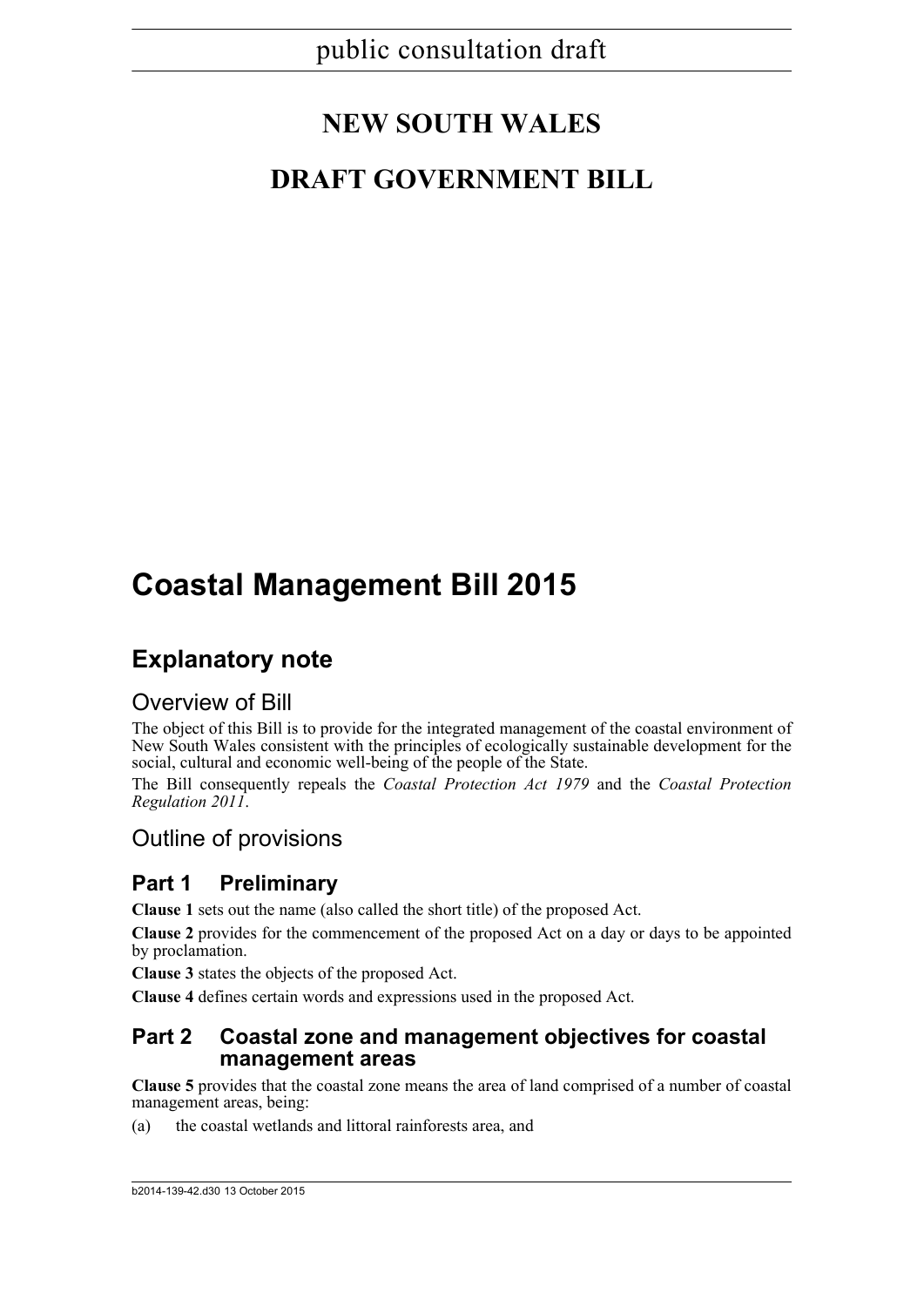public consultation draft

# NEW SOUTH WALES

# DRAFT GOVERNMENT BILL

# Coastal Management Bill 2015

## Explanatory note

### Overview of Bill

The object of this Bill is to provide for the integrated management of the coastal environment of New South Wales consistent with the principles of ecologically sustainable development for the social, cultural and economic well-being of the people of the State.

The Bill consequently repeals the *Coastal Protection Act 1979* and the *Coastal Protection Regulation 2011*.

### Outline of provisions

## Part 1 Preliminary

**Clause 1** sets out the name (also called the short title) of the proposed Act.

**Clause 2** provides for the commencement of the proposed Act on a day or days to be appointed by proclamation.

**Clause 3** states the objects of the proposed Act.

**Clause 4** defines certain words and expressions used in the proposed Act.

## Part 2 Coastal zone and management objectives for coastal management areas

**Clause 5** provides that the coastal zone means the area of land comprised of a number of coastal management areas, being:

(a) the coastal wetlands and littoral rainforests area, and

b2014-139-42.d30 13 October 2015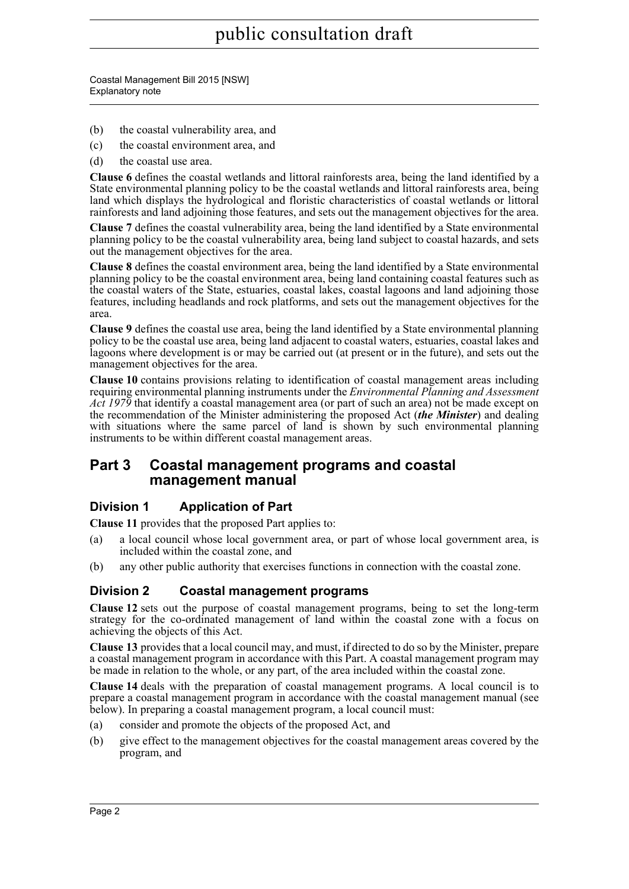(b) the coastal vulnerability area, and
(c) the coastal environment area, and
(d) the coastal use area.

**Clause 6** defines the coastal wetlands and littoral rainforests area, being the land identified by a State environmental planning policy to be the coastal wetlands and littoral rainforests area, being land which displays the hydrological and floristic characteristics of coastal wetlands or littoral rainforests and land adjoining those features, and sets out the management objectives for the area.

**Clause 7** defines the coastal vulnerability area, being the land identified by a State environmental planning policy to be the coastal vulnerability area, being land subject to coastal hazards, and sets out the management objectives for the area.

**Clause 8** defines the coastal environment area, being the land identified by a State environmental planning policy to be the coastal environment area, being land containing coastal features such as the coastal waters of the State, estuaries, coastal lakes, coastal lagoons and land adjoining those features, including headlands and rock platforms, and sets out the management objectives for the area.

**Clause 9** defines the coastal use area, being the land identified by a State environmental planning policy to be the coastal use area, being land adjacent to coastal waters, estuaries, coastal lakes and lagoons where development is or may be carried out (at present or in the future), and sets out the management objectives for the area.

**Clause 10** contains provisions relating to identification of coastal management areas including requiring environmental planning instruments under the *Environmental Planning and Assessment Act 1979* that identify a coastal management area (or part of such an area) not be made except on the recommendation of the Minister administering the proposed Act (***the Minister***) and dealing with situations where the same parcel of land is shown by such environmental planning instruments to be within different coastal management areas.

## Part 3 Coastal management programs and coastal management manual

### Division 1 Application of Part

**Clause 11** provides that the proposed Part applies to:

(a) a local council whose local government area, or part of whose local government area, is included within the coastal zone, and
(b) any other public authority that exercises functions in connection with the coastal zone.

### Division 2 Coastal management programs

**Clause 12** sets out the purpose of coastal management programs, being to set the long-term strategy for the co-ordinated management of land within the coastal zone with a focus on achieving the objects of this Act.

**Clause 13** provides that a local council may, and must, if directed to do so by the Minister, prepare a coastal management program in accordance with this Part. A coastal management program may be made in relation to the whole, or any part, of the area included within the coastal zone.

**Clause 14** deals with the preparation of coastal management programs. A local council is to prepare a coastal management program in accordance with the coastal management manual (see below). In preparing a coastal management program, a local council must:

(a) consider and promote the objects of the proposed Act, and
(b) give effect to the management objectives for the coastal management areas covered by the program, and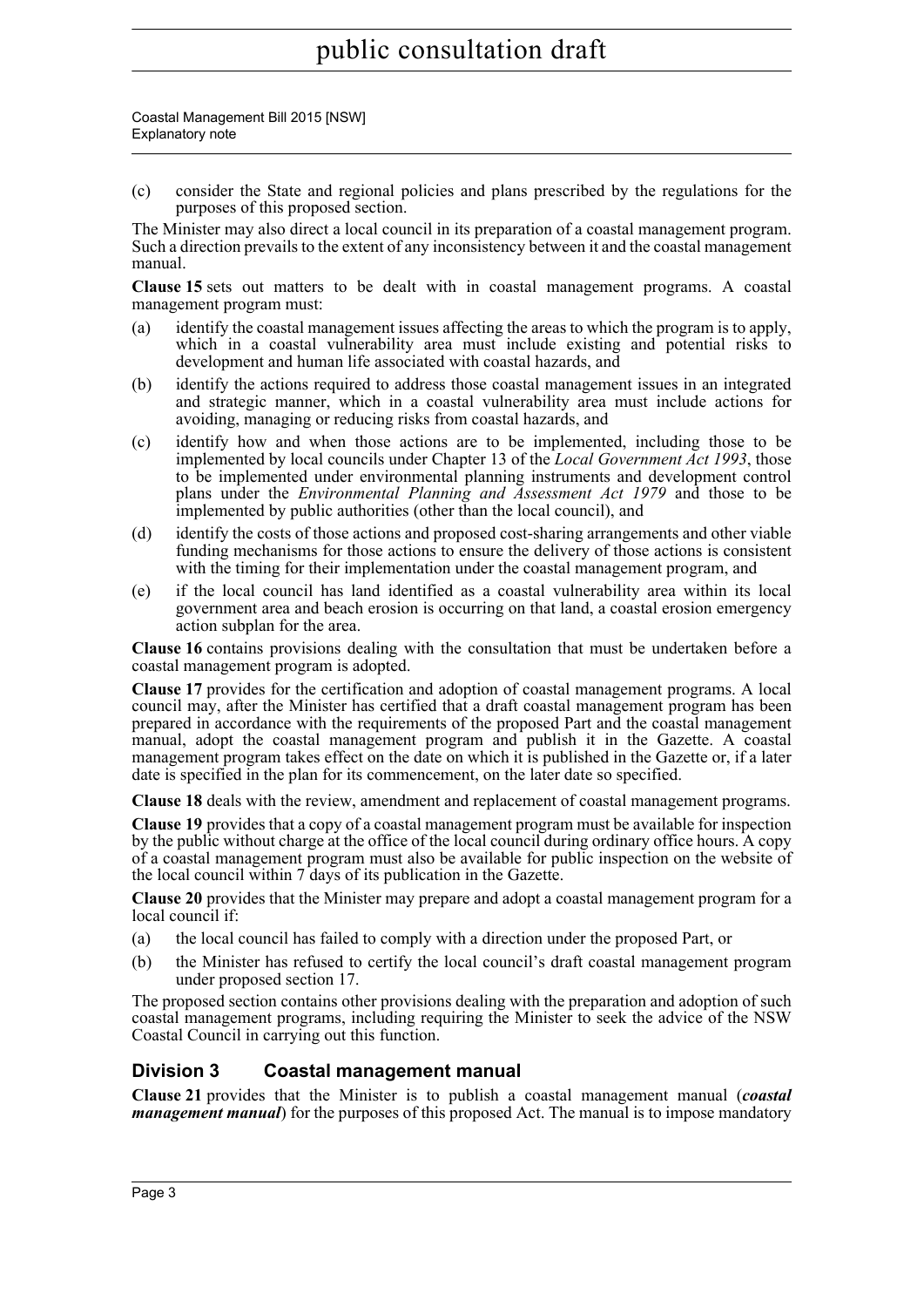(c) consider the State and regional policies and plans prescribed by the regulations for the purposes of this proposed section.

The Minister may also direct a local council in its preparation of a coastal management program. Such a direction prevails to the extent of any inconsistency between it and the coastal management manual.

**Clause 15** sets out matters to be dealt with in coastal management programs. A coastal management program must:

(a) identify the coastal management issues affecting the areas to which the program is to apply, which in a coastal vulnerability area must include existing and potential risks to development and human life associated with coastal hazards, and

(b) identify the actions required to address those coastal management issues in an integrated and strategic manner, which in a coastal vulnerability area must include actions for avoiding, managing or reducing risks from coastal hazards, and

(c) identify how and when those actions are to be implemented, including those to be implemented by local councils under Chapter 13 of the *Local Government Act 1993*, those to be implemented under environmental planning instruments and development control plans under the *Environmental Planning and Assessment Act 1979* and those to be implemented by public authorities (other than the local council), and

(d) identify the costs of those actions and proposed cost-sharing arrangements and other viable funding mechanisms for those actions to ensure the delivery of those actions is consistent with the timing for their implementation under the coastal management program, and

(e) if the local council has land identified as a coastal vulnerability area within its local government area and beach erosion is occurring on that land, a coastal erosion emergency action subplan for the area.

**Clause 16** contains provisions dealing with the consultation that must be undertaken before a coastal management program is adopted.

**Clause 17** provides for the certification and adoption of coastal management programs. A local council may, after the Minister has certified that a draft coastal management program has been prepared in accordance with the requirements of the proposed Part and the coastal management manual, adopt the coastal management program and publish it in the Gazette. A coastal management program takes effect on the date on which it is published in the Gazette or, if a later date is specified in the plan for its commencement, on the later date so specified.

**Clause 18** deals with the review, amendment and replacement of coastal management programs.

**Clause 19** provides that a copy of a coastal management program must be available for inspection by the public without charge at the office of the local council during ordinary office hours. A copy of a coastal management program must also be available for public inspection on the website of the local council within 7 days of its publication in the Gazette.

**Clause 20** provides that the Minister may prepare and adopt a coastal management program for a local council if:

(a) the local council has failed to comply with a direction under the proposed Part, or

(b) the Minister has refused to certify the local council's draft coastal management program under proposed section 17.

The proposed section contains other provisions dealing with the preparation and adoption of such coastal management programs, including requiring the Minister to seek the advice of the NSW Coastal Council in carrying out this function.

## Division 3 Coastal management manual

**Clause 21** provides that the Minister is to publish a coastal management manual (***coastal management manual***) for the purposes of this proposed Act. The manual is to impose mandatory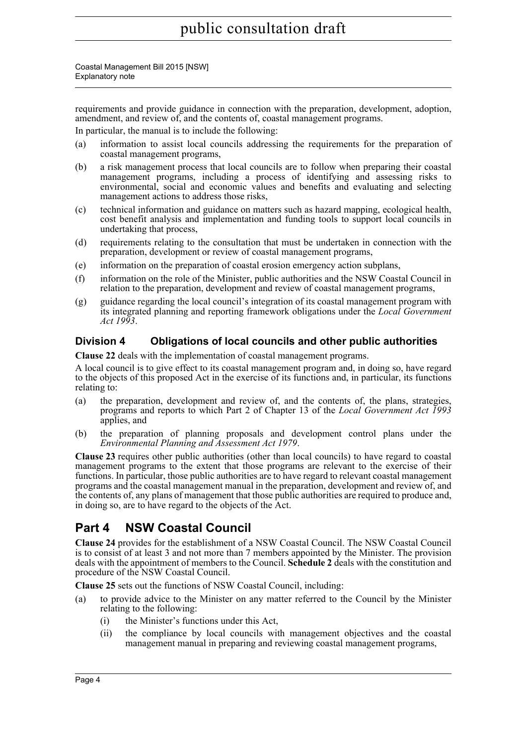requirements and provide guidance in connection with the preparation, development, adoption, amendment, and review of, and the contents of, coastal management programs.

In particular, the manual is to include the following:

(a) information to assist local councils addressing the requirements for the preparation of coastal management programs,

(b) a risk management process that local councils are to follow when preparing their coastal management programs, including a process of identifying and assessing risks to environmental, social and economic values and benefits and evaluating and selecting management actions to address those risks,

(c) technical information and guidance on matters such as hazard mapping, ecological health, cost benefit analysis and implementation and funding tools to support local councils in undertaking that process,

(d) requirements relating to the consultation that must be undertaken in connection with the preparation, development or review of coastal management programs,

(e) information on the preparation of coastal erosion emergency action subplans,

(f) information on the role of the Minister, public authorities and the NSW Coastal Council in relation to the preparation, development and review of coastal management programs,

(g) guidance regarding the local council's integration of its coastal management program with its integrated planning and reporting framework obligations under the *Local Government Act 1993*.

### Division 4 Obligations of local councils and other public authorities

**Clause 22** deals with the implementation of coastal management programs.

A local council is to give effect to its coastal management program and, in doing so, have regard to the objects of this proposed Act in the exercise of its functions and, in particular, its functions relating to:

(a) the preparation, development and review of, and the contents of, the plans, strategies, programs and reports to which Part 2 of Chapter 13 of the *Local Government Act 1993* applies, and

(b) the preparation of planning proposals and development control plans under the *Environmental Planning and Assessment Act 1979*.

**Clause 23** requires other public authorities (other than local councils) to have regard to coastal management programs to the extent that those programs are relevant to the exercise of their functions. In particular, those public authorities are to have regard to relevant coastal management programs and the coastal management manual in the preparation, development and review of, and the contents of, any plans of management that those public authorities are required to produce and, in doing so, are to have regard to the objects of the Act.

## Part 4 NSW Coastal Council

**Clause 24** provides for the establishment of a NSW Coastal Council. The NSW Coastal Council is to consist of at least 3 and not more than 7 members appointed by the Minister. The provision deals with the appointment of members to the Council. **Schedule 2** deals with the constitution and procedure of the NSW Coastal Council.

**Clause 25** sets out the functions of NSW Coastal Council, including:

(a) to provide advice to the Minister on any matter referred to the Council by the Minister relating to the following:

   (i) the Minister's functions under this Act,

   (ii) the compliance by local councils with management objectives and the coastal management manual in preparing and reviewing coastal management programs,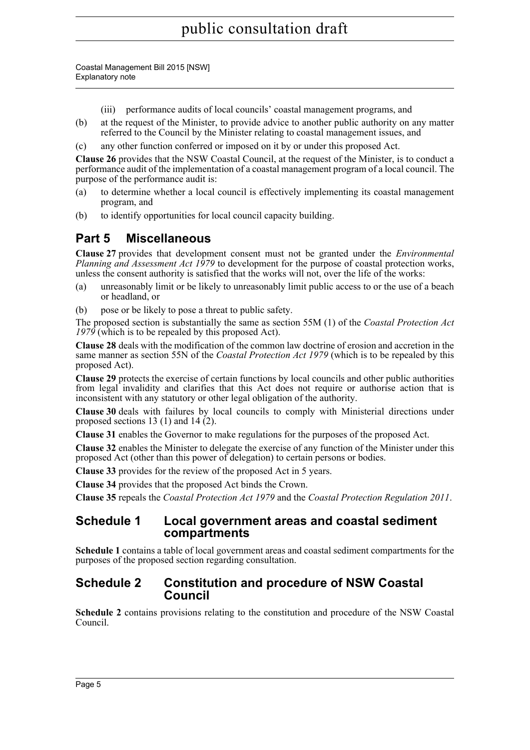(iii) performance audits of local councils' coastal management programs, and

(b) at the request of the Minister, to provide advice to another public authority on any matter referred to the Council by the Minister relating to coastal management issues, and

(c) any other function conferred or imposed on it by or under this proposed Act.

**Clause 26** provides that the NSW Coastal Council, at the request of the Minister, is to conduct a performance audit of the implementation of a coastal management program of a local council. The purpose of the performance audit is:

(a) to determine whether a local council is effectively implementing its coastal management program, and

(b) to identify opportunities for local council capacity building.

## Part 5 Miscellaneous

**Clause 27** provides that development consent must not be granted under the *Environmental Planning and Assessment Act 1979* to development for the purpose of coastal protection works, unless the consent authority is satisfied that the works will not, over the life of the works:

(a) unreasonably limit or be likely to unreasonably limit public access to or the use of a beach or headland, or

(b) pose or be likely to pose a threat to public safety.

The proposed section is substantially the same as section 55M (1) of the *Coastal Protection Act 1979* (which is to be repealed by this proposed Act).

**Clause 28** deals with the modification of the common law doctrine of erosion and accretion in the same manner as section 55N of the *Coastal Protection Act 1979* (which is to be repealed by this proposed Act).

**Clause 29** protects the exercise of certain functions by local councils and other public authorities from legal invalidity and clarifies that this Act does not require or authorise action that is inconsistent with any statutory or other legal obligation of the authority.

**Clause 30** deals with failures by local councils to comply with Ministerial directions under proposed sections 13 (1) and 14 (2).

**Clause 31** enables the Governor to make regulations for the purposes of the proposed Act.

**Clause 32** enables the Minister to delegate the exercise of any function of the Minister under this proposed Act (other than this power of delegation) to certain persons or bodies.

**Clause 33** provides for the review of the proposed Act in 5 years.

**Clause 34** provides that the proposed Act binds the Crown.

**Clause 35** repeals the *Coastal Protection Act 1979* and the *Coastal Protection Regulation 2011*.

## Schedule 1 Local government areas and coastal sediment compartments

**Schedule 1** contains a table of local government areas and coastal sediment compartments for the purposes of the proposed section regarding consultation.

## Schedule 2 Constitution and procedure of NSW Coastal Council

**Schedule 2** contains provisions relating to the constitution and procedure of the NSW Coastal Council.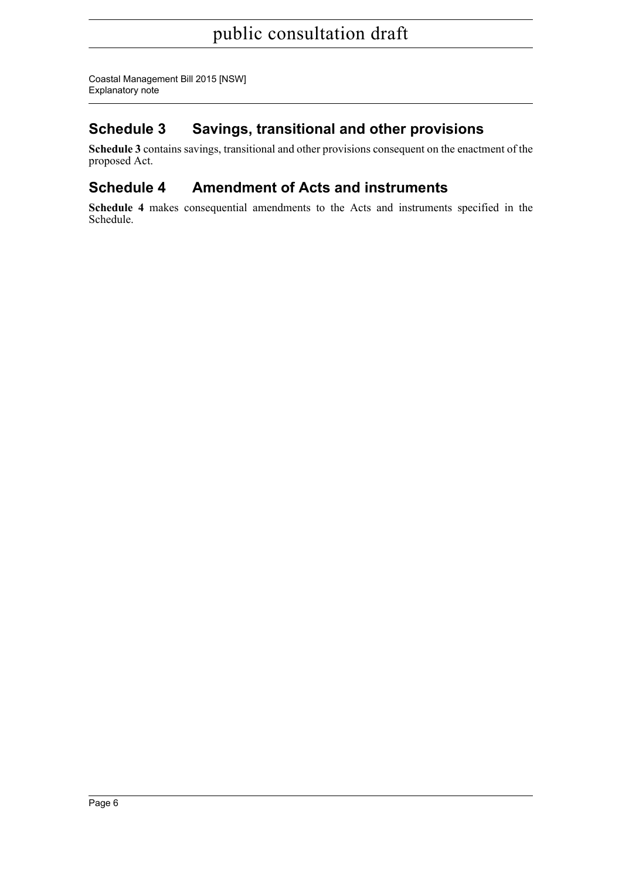## Schedule 3 Savings, transitional and other provisions

**Schedule 3** contains savings, transitional and other provisions consequent on the enactment of the proposed Act.

## Schedule 4 Amendment of Acts and instruments

**Schedule 4** makes consequential amendments to the Acts and instruments specified in the Schedule.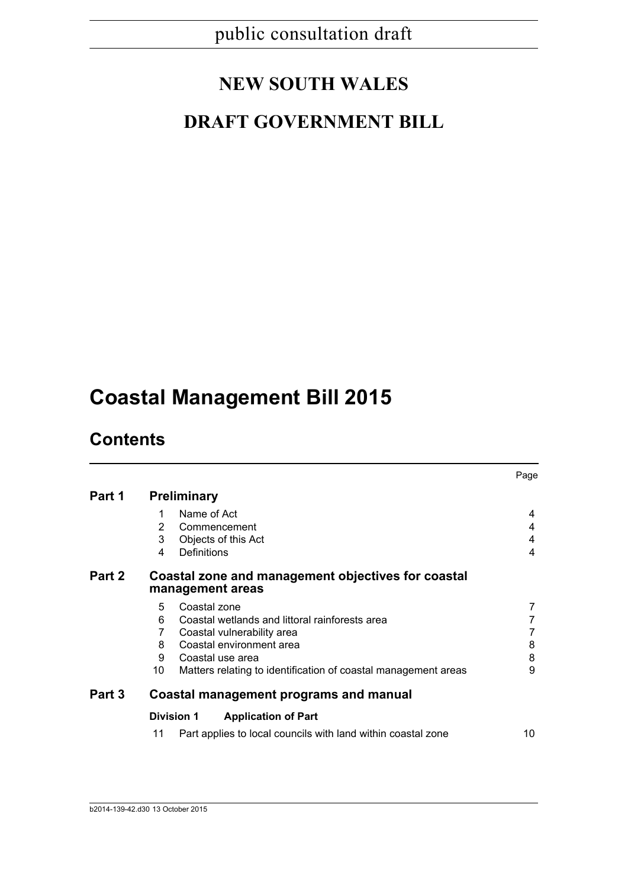public consultation draft

# NEW SOUTH WALES

# DRAFT GOVERNMENT BILL

# Coastal Management Bill 2015

## Contents

| | | | Page |
|---|---|---|---|
| **Part 1** | **Preliminary** | | |
| | 1 | Name of Act | 4 |
| | 2 | Commencement | 4 |
| | 3 | Objects of this Act | 4 |
| | 4 | Definitions | 4 |
| **Part 2** | **Coastal zone and management objectives for coastal management areas** | | |
| | 5 | Coastal zone | 7 |
| | 6 | Coastal wetlands and littoral rainforests area | 7 |
| | 7 | Coastal vulnerability area | 7 |
| | 8 | Coastal environment area | 8 |
| | 9 | Coastal use area | 8 |
| | 10 | Matters relating to identification of coastal management areas | 9 |
| **Part 3** | **Coastal management programs and manual** | | |
| | **Division 1** | **Application of Part** | |
| | 11 | Part applies to local councils with land within coastal zone | 10 |

b2014-139-42.d30 13 October 2015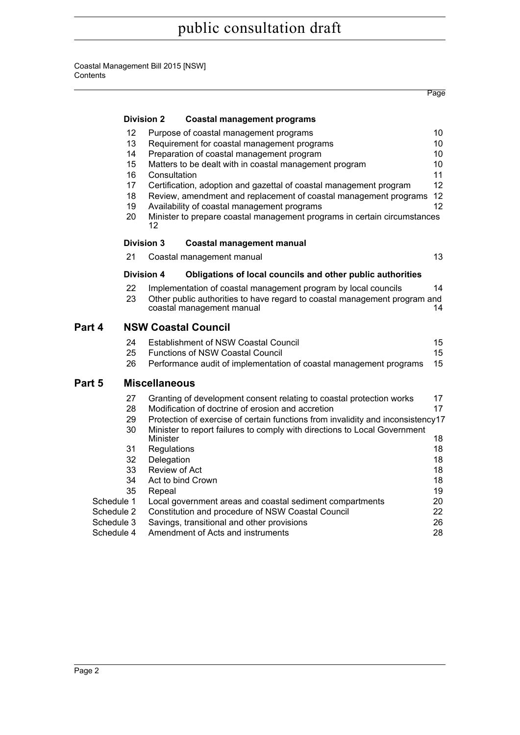Page

**Division 2 Coastal management programs**

| | | |
|---|---|---|
| 12 | Purpose of coastal management programs | 10 |
| 13 | Requirement for coastal management programs | 10 |
| 14 | Preparation of coastal management program | 10 |
| 15 | Matters to be dealt with in coastal management program | 10 |
| 16 | Consultation | 11 |
| 17 | Certification, adoption and gazettal of coastal management program | 12 |
| 18 | Review, amendment and replacement of coastal management programs | 12 |
| 19 | Availability of coastal management programs | 12 |
| 20 | Minister to prepare coastal management programs in certain circumstances | 12 |

**Division 3 Coastal management manual**

| | | |
|---|---|---|
| 21 | Coastal management manual | 13 |

**Division 4 Obligations of local councils and other public authorities**

| | | |
|---|---|---|
| 22 | Implementation of coastal management program by local councils | 14 |
| 23 | Other public authorities to have regard to coastal management program and coastal management manual | 14 |

## Part 4 NSW Coastal Council

| | | |
|---|---|---|
| 24 | Establishment of NSW Coastal Council | 15 |
| 25 | Functions of NSW Coastal Council | 15 |
| 26 | Performance audit of implementation of coastal management programs | 15 |

## Part 5 Miscellaneous

| | | |
|---|---|---|
| 27 | Granting of development consent relating to coastal protection works | 17 |
| 28 | Modification of doctrine of erosion and accretion | 17 |
| 29 | Protection of exercise of certain functions from invalidity and inconsistency | 17 |
| 30 | Minister to report failures to comply with directions to Local Government Minister | 18 |
| 31 | Regulations | 18 |
| 32 | Delegation | 18 |
| 33 | Review of Act | 18 |
| 34 | Act to bind Crown | 18 |
| 35 | Repeal | 19 |
| Schedule 1 | Local government areas and coastal sediment compartments | 20 |
| Schedule 2 | Constitution and procedure of NSW Coastal Council | 22 |
| Schedule 3 | Savings, transitional and other provisions | 26 |
| Schedule 4 | Amendment of Acts and instruments | 28 |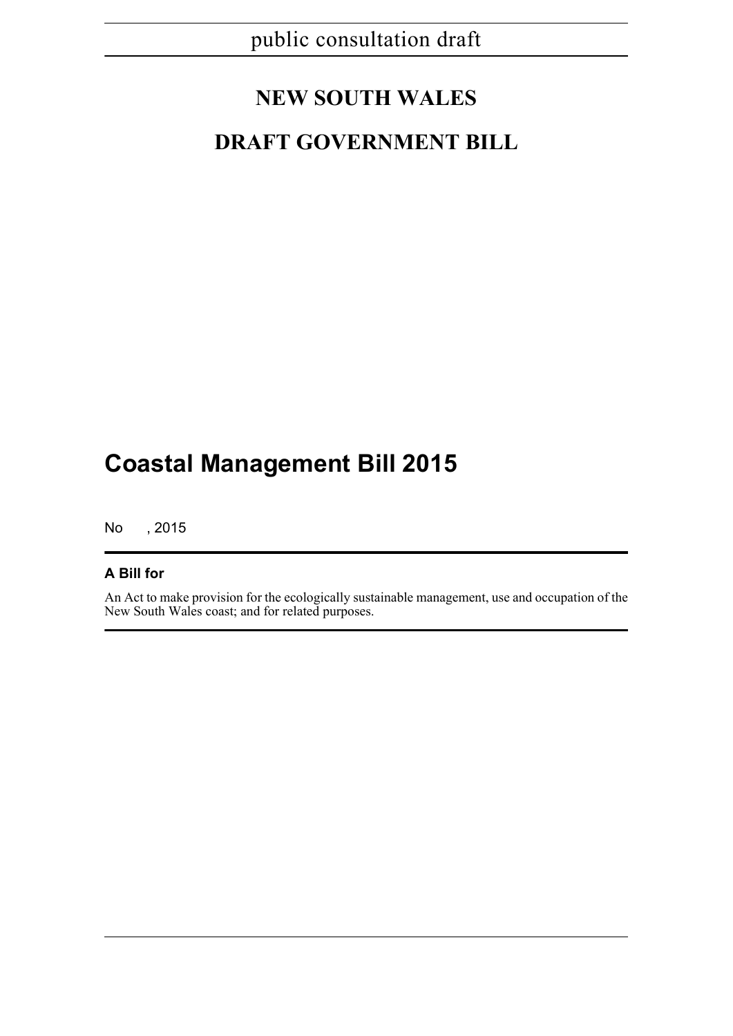public consultation draft

# NEW SOUTH WALES

# DRAFT GOVERNMENT BILL

# Coastal Management Bill 2015

No , 2015

**A Bill for**

An Act to make provision for the ecologically sustainable management, use and occupation of the New South Wales coast; and for related purposes.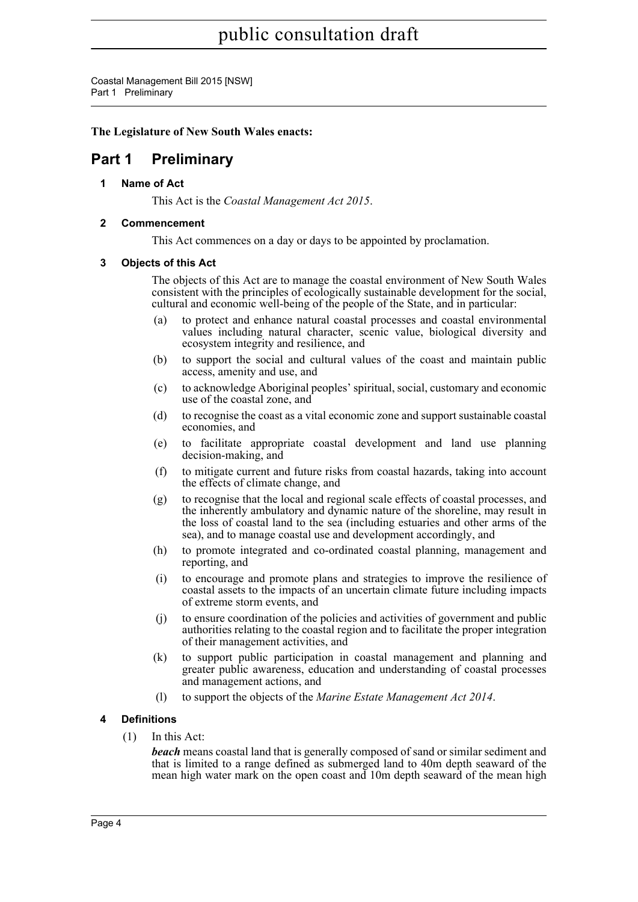**The Legislature of New South Wales enacts:**

# Part 1 Preliminary

### 1 Name of Act

This Act is the *Coastal Management Act 2015*.

### 2 Commencement

This Act commences on a day or days to be appointed by proclamation.

### 3 Objects of this Act

The objects of this Act are to manage the coastal environment of New South Wales consistent with the principles of ecologically sustainable development for the social, cultural and economic well-being of the people of the State, and in particular:

(a) to protect and enhance natural coastal processes and coastal environmental values including natural character, scenic value, biological diversity and ecosystem integrity and resilience, and

(b) to support the social and cultural values of the coast and maintain public access, amenity and use, and

(c) to acknowledge Aboriginal peoples' spiritual, social, customary and economic use of the coastal zone, and

(d) to recognise the coast as a vital economic zone and support sustainable coastal economies, and

(e) to facilitate appropriate coastal development and land use planning decision-making, and

(f) to mitigate current and future risks from coastal hazards, taking into account the effects of climate change, and

(g) to recognise that the local and regional scale effects of coastal processes, and the inherently ambulatory and dynamic nature of the shoreline, may result in the loss of coastal land to the sea (including estuaries and other arms of the sea), and to manage coastal use and development accordingly, and

(h) to promote integrated and co-ordinated coastal planning, management and reporting, and

(i) to encourage and promote plans and strategies to improve the resilience of coastal assets to the impacts of an uncertain climate future including impacts of extreme storm events, and

(j) to ensure coordination of the policies and activities of government and public authorities relating to the coastal region and to facilitate the proper integration of their management activities, and

(k) to support public participation in coastal management and planning and greater public awareness, education and understanding of coastal processes and management actions, and

(l) to support the objects of the *Marine Estate Management Act 2014*.

### 4 Definitions

(1) In this Act:

***beach*** means coastal land that is generally composed of sand or similar sediment and that is limited to a range defined as submerged land to 40m depth seaward of the mean high water mark on the open coast and 10m depth seaward of the mean high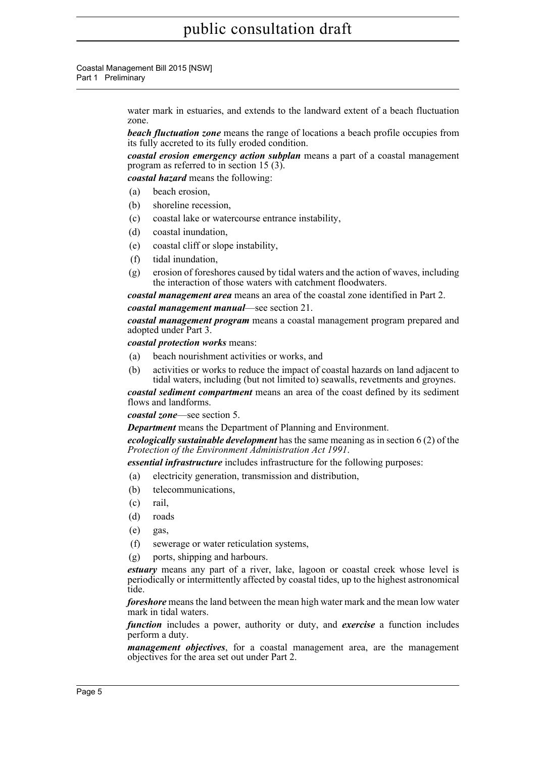water mark in estuaries, and extends to the landward extent of a beach fluctuation zone.

***beach fluctuation zone*** means the range of locations a beach profile occupies from its fully accreted to its fully eroded condition.

***coastal erosion emergency action subplan*** means a part of a coastal management program as referred to in section 15 (3).

***coastal hazard*** means the following:

(a) beach erosion,

(b) shoreline recession,

(c) coastal lake or watercourse entrance instability,

(d) coastal inundation,

(e) coastal cliff or slope instability,

(f) tidal inundation,

(g) erosion of foreshores caused by tidal waters and the action of waves, including the interaction of those waters with catchment floodwaters.

***coastal management area*** means an area of the coastal zone identified in Part 2.

***coastal management manual***—see section 21.

***coastal management program*** means a coastal management program prepared and adopted under Part 3.

***coastal protection works*** means:

(a) beach nourishment activities or works, and

(b) activities or works to reduce the impact of coastal hazards on land adjacent to tidal waters, including (but not limited to) seawalls, revetments and groynes.

***coastal sediment compartment*** means an area of the coast defined by its sediment flows and landforms.

***coastal zone***—see section 5.

***Department*** means the Department of Planning and Environment.

***ecologically sustainable development*** has the same meaning as in section 6 (2) of the *Protection of the Environment Administration Act 1991*.

***essential infrastructure*** includes infrastructure for the following purposes:

(a) electricity generation, transmission and distribution,

(b) telecommunications,

(c) rail,

(d) roads

(e) gas,

(f) sewerage or water reticulation systems,

(g) ports, shipping and harbours.

***estuary*** means any part of a river, lake, lagoon or coastal creek whose level is periodically or intermittently affected by coastal tides, up to the highest astronomical tide.

***foreshore*** means the land between the mean high water mark and the mean low water mark in tidal waters.

***function*** includes a power, authority or duty, and ***exercise*** a function includes perform a duty.

***management objectives***, for a coastal management area, are the management objectives for the area set out under Part 2.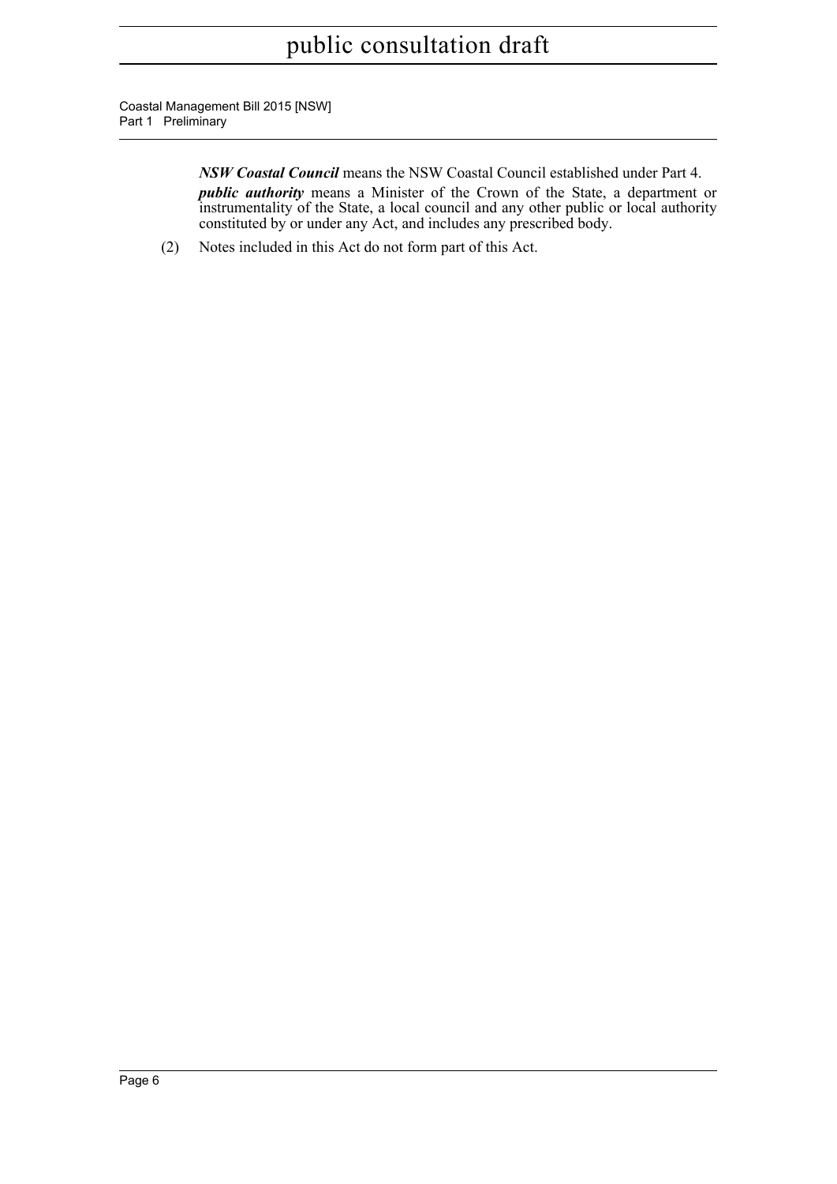***NSW Coastal Council*** means the NSW Coastal Council established under Part 4.

***public authority*** means a Minister of the Crown of the State, a department or instrumentality of the State, a local council and any other public or local authority constituted by or under any Act, and includes any prescribed body.

(2) Notes included in this Act do not form part of this Act.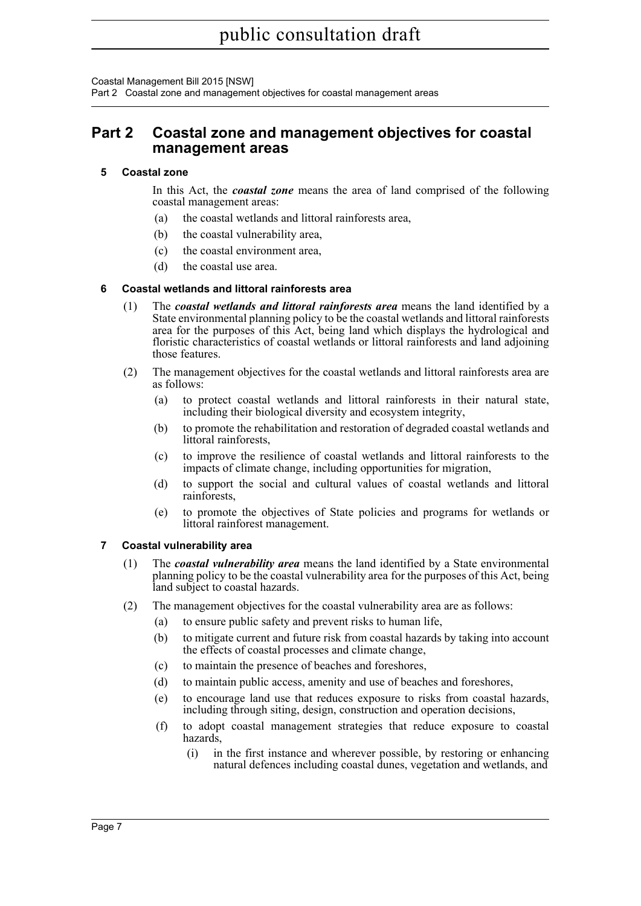## Part 2 Coastal zone and management objectives for coastal management areas

### 5 Coastal zone

In this Act, the ***coastal zone*** means the area of land comprised of the following coastal management areas:

(a) the coastal wetlands and littoral rainforests area,

(b) the coastal vulnerability area,

(c) the coastal environment area,

(d) the coastal use area.

### 6 Coastal wetlands and littoral rainforests area

(1) The ***coastal wetlands and littoral rainforests area*** means the land identified by a State environmental planning policy to be the coastal wetlands and littoral rainforests area for the purposes of this Act, being land which displays the hydrological and floristic characteristics of coastal wetlands or littoral rainforests and land adjoining those features.

(2) The management objectives for the coastal wetlands and littoral rainforests area are as follows:

(a) to protect coastal wetlands and littoral rainforests in their natural state, including their biological diversity and ecosystem integrity,

(b) to promote the rehabilitation and restoration of degraded coastal wetlands and littoral rainforests,

(c) to improve the resilience of coastal wetlands and littoral rainforests to the impacts of climate change, including opportunities for migration,

(d) to support the social and cultural values of coastal wetlands and littoral rainforests,

(e) to promote the objectives of State policies and programs for wetlands or littoral rainforest management.

### 7 Coastal vulnerability area

(1) The ***coastal vulnerability area*** means the land identified by a State environmental planning policy to be the coastal vulnerability area for the purposes of this Act, being land subject to coastal hazards.

(2) The management objectives for the coastal vulnerability area are as follows:

(a) to ensure public safety and prevent risks to human life,

(b) to mitigate current and future risk from coastal hazards by taking into account the effects of coastal processes and climate change,

(c) to maintain the presence of beaches and foreshores,

(d) to maintain public access, amenity and use of beaches and foreshores,

(e) to encourage land use that reduces exposure to risks from coastal hazards, including through siting, design, construction and operation decisions,

(f) to adopt coastal management strategies that reduce exposure to coastal hazards,

(i) in the first instance and wherever possible, by restoring or enhancing natural defences including coastal dunes, vegetation and wetlands, and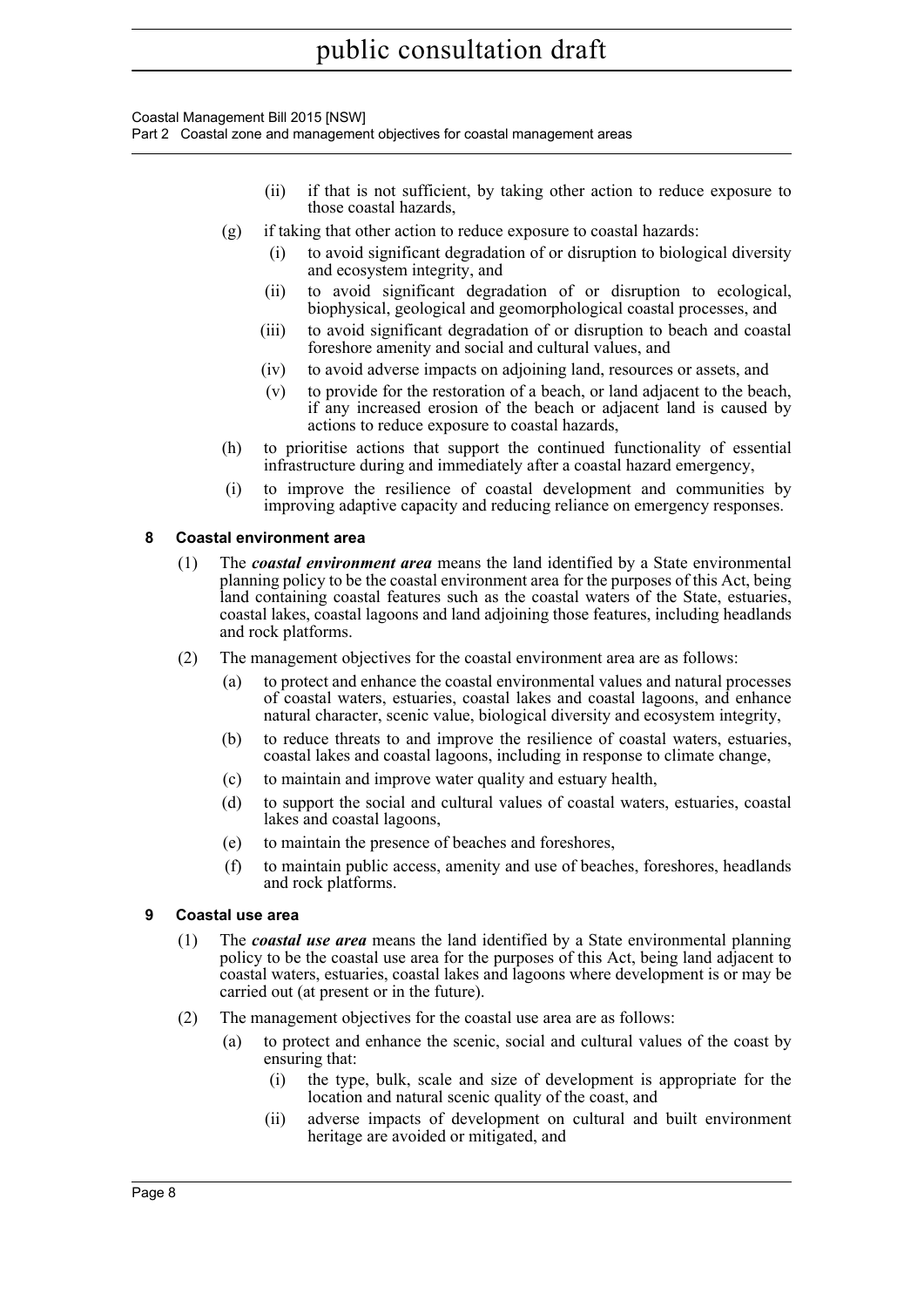(ii) if that is not sufficient, by taking other action to reduce exposure to those coastal hazards,

(g) if taking that other action to reduce exposure to coastal hazards:

(i) to avoid significant degradation of or disruption to biological diversity and ecosystem integrity, and

(ii) to avoid significant degradation of or disruption to ecological, biophysical, geological and geomorphological coastal processes, and

(iii) to avoid significant degradation of or disruption to beach and coastal foreshore amenity and social and cultural values, and

(iv) to avoid adverse impacts on adjoining land, resources or assets, and

(v) to provide for the restoration of a beach, or land adjacent to the beach, if any increased erosion of the beach or adjacent land is caused by actions to reduce exposure to coastal hazards,

(h) to prioritise actions that support the continued functionality of essential infrastructure during and immediately after a coastal hazard emergency,

(i) to improve the resilience of coastal development and communities by improving adaptive capacity and reducing reliance on emergency responses.

### 8 Coastal environment area

(1) The ***coastal environment area*** means the land identified by a State environmental planning policy to be the coastal environment area for the purposes of this Act, being land containing coastal features such as the coastal waters of the State, estuaries, coastal lakes, coastal lagoons and land adjoining those features, including headlands and rock platforms.

(2) The management objectives for the coastal environment area are as follows:

(a) to protect and enhance the coastal environmental values and natural processes of coastal waters, estuaries, coastal lakes and coastal lagoons, and enhance natural character, scenic value, biological diversity and ecosystem integrity,

(b) to reduce threats to and improve the resilience of coastal waters, estuaries, coastal lakes and coastal lagoons, including in response to climate change,

(c) to maintain and improve water quality and estuary health,

(d) to support the social and cultural values of coastal waters, estuaries, coastal lakes and coastal lagoons,

(e) to maintain the presence of beaches and foreshores,

(f) to maintain public access, amenity and use of beaches, foreshores, headlands and rock platforms.

### 9 Coastal use area

(1) The ***coastal use area*** means the land identified by a State environmental planning policy to be the coastal use area for the purposes of this Act, being land adjacent to coastal waters, estuaries, coastal lakes and lagoons where development is or may be carried out (at present or in the future).

(2) The management objectives for the coastal use area are as follows:

(a) to protect and enhance the scenic, social and cultural values of the coast by ensuring that:

(i) the type, bulk, scale and size of development is appropriate for the location and natural scenic quality of the coast, and

(ii) adverse impacts of development on cultural and built environment heritage are avoided or mitigated, and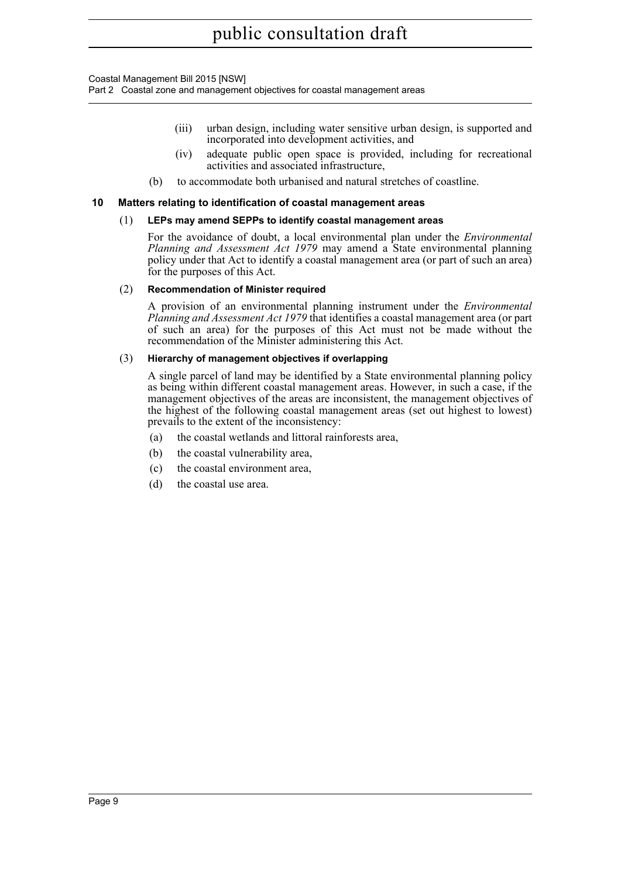(iii) urban design, including water sensitive urban design, is supported and incorporated into development activities, and

(iv) adequate public open space is provided, including for recreational activities and associated infrastructure,

(b) to accommodate both urbanised and natural stretches of coastline.

### 10 Matters relating to identification of coastal management areas

**(1) LEPs may amend SEPPs to identify coastal management areas**

For the avoidance of doubt, a local environmental plan under the *Environmental Planning and Assessment Act 1979* may amend a State environmental planning policy under that Act to identify a coastal management area (or part of such an area) for the purposes of this Act.

**(2) Recommendation of Minister required**

A provision of an environmental planning instrument under the *Environmental Planning and Assessment Act 1979* that identifies a coastal management area (or part of such an area) for the purposes of this Act must not be made without the recommendation of the Minister administering this Act.

**(3) Hierarchy of management objectives if overlapping**

A single parcel of land may be identified by a State environmental planning policy as being within different coastal management areas. However, in such a case, if the management objectives of the areas are inconsistent, the management objectives of the highest of the following coastal management areas (set out highest to lowest) prevails to the extent of the inconsistency:

(a) the coastal wetlands and littoral rainforests area,

(b) the coastal vulnerability area,

(c) the coastal environment area,

(d) the coastal use area.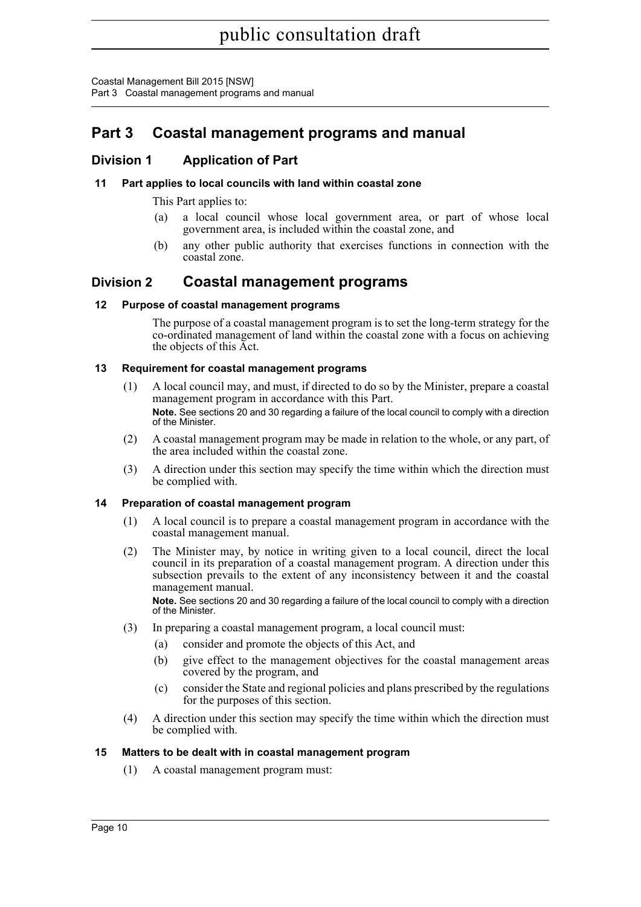# Part 3 Coastal management programs and manual

## Division 1 Application of Part

### 11 Part applies to local councils with land within coastal zone

This Part applies to:

(a) a local council whose local government area, or part of whose local government area, is included within the coastal zone, and

(b) any other public authority that exercises functions in connection with the coastal zone.

## Division 2 Coastal management programs

### 12 Purpose of coastal management programs

The purpose of a coastal management program is to set the long-term strategy for the co-ordinated management of land within the coastal zone with a focus on achieving the objects of this Act.

### 13 Requirement for coastal management programs

(1) A local council may, and must, if directed to do so by the Minister, prepare a coastal management program in accordance with this Part.

**Note.** See sections 20 and 30 regarding a failure of the local council to comply with a direction of the Minister.

(2) A coastal management program may be made in relation to the whole, or any part, of the area included within the coastal zone.

(3) A direction under this section may specify the time within which the direction must be complied with.

### 14 Preparation of coastal management program

(1) A local council is to prepare a coastal management program in accordance with the coastal management manual.

(2) The Minister may, by notice in writing given to a local council, direct the local council in its preparation of a coastal management program. A direction under this subsection prevails to the extent of any inconsistency between it and the coastal management manual.

**Note.** See sections 20 and 30 regarding a failure of the local council to comply with a direction of the Minister.

(3) In preparing a coastal management program, a local council must:

(a) consider and promote the objects of this Act, and

(b) give effect to the management objectives for the coastal management areas covered by the program, and

(c) consider the State and regional policies and plans prescribed by the regulations for the purposes of this section.

(4) A direction under this section may specify the time within which the direction must be complied with.

### 15 Matters to be dealt with in coastal management program

(1) A coastal management program must: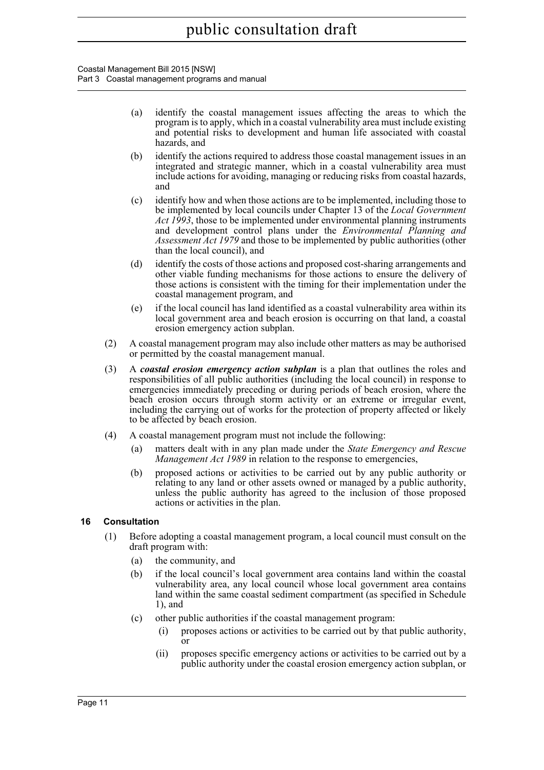(a) identify the coastal management issues affecting the areas to which the program is to apply, which in a coastal vulnerability area must include existing and potential risks to development and human life associated with coastal hazards, and

(b) identify the actions required to address those coastal management issues in an integrated and strategic manner, which in a coastal vulnerability area must include actions for avoiding, managing or reducing risks from coastal hazards, and

(c) identify how and when those actions are to be implemented, including those to be implemented by local councils under Chapter 13 of the *Local Government Act 1993*, those to be implemented under environmental planning instruments and development control plans under the *Environmental Planning and Assessment Act 1979* and those to be implemented by public authorities (other than the local council), and

(d) identify the costs of those actions and proposed cost-sharing arrangements and other viable funding mechanisms for those actions to ensure the delivery of those actions is consistent with the timing for their implementation under the coastal management program, and

(e) if the local council has land identified as a coastal vulnerability area within its local government area and beach erosion is occurring on that land, a coastal erosion emergency action subplan.

(2) A coastal management program may also include other matters as may be authorised or permitted by the coastal management manual.

(3) A ***coastal erosion emergency action subplan*** is a plan that outlines the roles and responsibilities of all public authorities (including the local council) in response to emergencies immediately preceding or during periods of beach erosion, where the beach erosion occurs through storm activity or an extreme or irregular event, including the carrying out of works for the protection of property affected or likely to be affected by beach erosion.

(4) A coastal management program must not include the following:

(a) matters dealt with in any plan made under the *State Emergency and Rescue Management Act 1989* in relation to the response to emergencies,

(b) proposed actions or activities to be carried out by any public authority or relating to any land or other assets owned or managed by a public authority, unless the public authority has agreed to the inclusion of those proposed actions or activities in the plan.

### 16 Consultation

(1) Before adopting a coastal management program, a local council must consult on the draft program with:

(a) the community, and

(b) if the local council's local government area contains land within the coastal vulnerability area, any local council whose local government area contains land within the same coastal sediment compartment (as specified in Schedule 1), and

(c) other public authorities if the coastal management program:

(i) proposes actions or activities to be carried out by that public authority, or

(ii) proposes specific emergency actions or activities to be carried out by a public authority under the coastal erosion emergency action subplan, or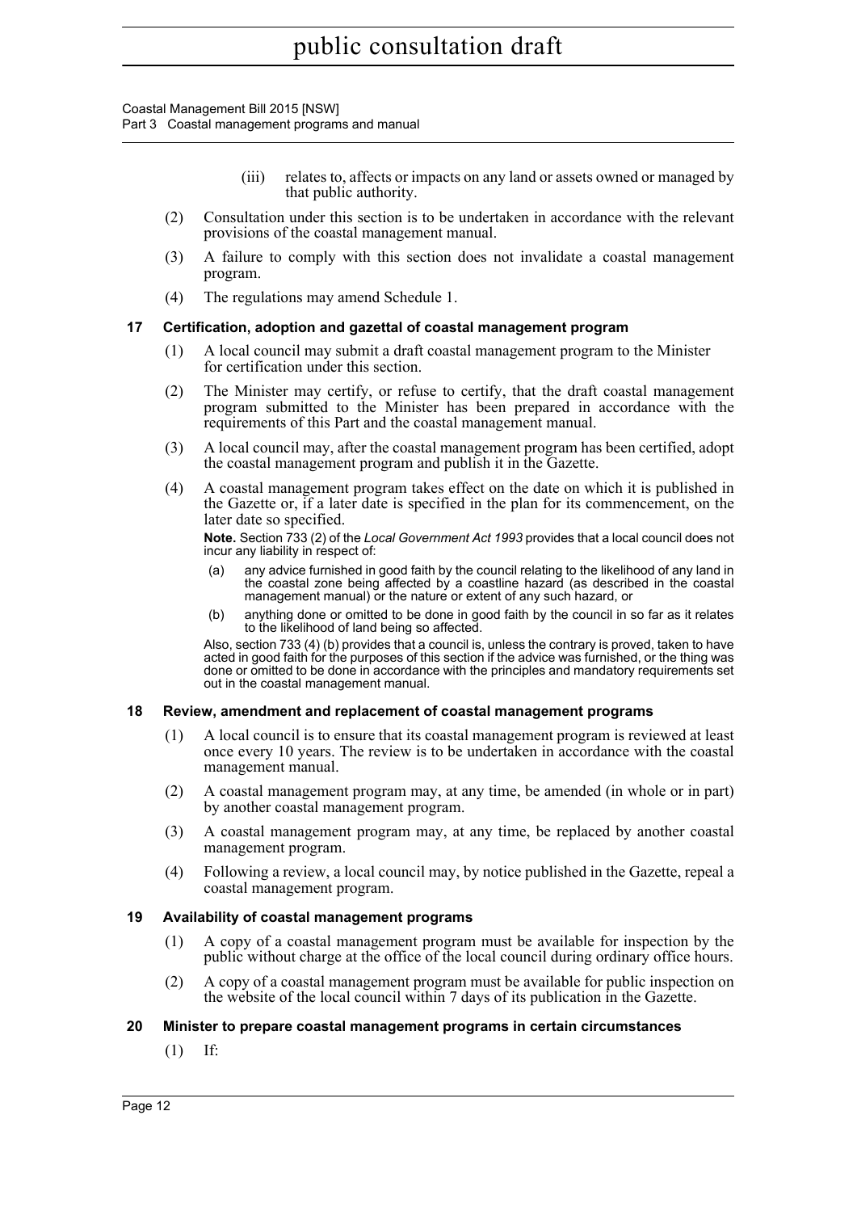(iii) relates to, affects or impacts on any land or assets owned or managed by that public authority.

(2) Consultation under this section is to be undertaken in accordance with the relevant provisions of the coastal management manual.

(3) A failure to comply with this section does not invalidate a coastal management program.

(4) The regulations may amend Schedule 1.

### 17 Certification, adoption and gazettal of coastal management program

(1) A local council may submit a draft coastal management program to the Minister for certification under this section.

(2) The Minister may certify, or refuse to certify, that the draft coastal management program submitted to the Minister has been prepared in accordance with the requirements of this Part and the coastal management manual.

(3) A local council may, after the coastal management program has been certified, adopt the coastal management program and publish it in the Gazette.

(4) A coastal management program takes effect on the date on which it is published in the Gazette or, if a later date is specified in the plan for its commencement, on the later date so specified.

**Note.** Section 733 (2) of the *Local Government Act 1993* provides that a local council does not incur any liability in respect of:

(a) any advice furnished in good faith by the council relating to the likelihood of any land in the coastal zone being affected by a coastline hazard (as described in the coastal management manual) or the nature or extent of any such hazard, or

(b) anything done or omitted to be done in good faith by the council in so far as it relates to the likelihood of land being so affected.

Also, section 733 (4) (b) provides that a council is, unless the contrary is proved, taken to have acted in good faith for the purposes of this section if the advice was furnished, or the thing was done or omitted to be done in accordance with the principles and mandatory requirements set out in the coastal management manual.

### 18 Review, amendment and replacement of coastal management programs

(1) A local council is to ensure that its coastal management program is reviewed at least once every 10 years. The review is to be undertaken in accordance with the coastal management manual.

(2) A coastal management program may, at any time, be amended (in whole or in part) by another coastal management program.

(3) A coastal management program may, at any time, be replaced by another coastal management program.

(4) Following a review, a local council may, by notice published in the Gazette, repeal a coastal management program.

### 19 Availability of coastal management programs

(1) A copy of a coastal management program must be available for inspection by the public without charge at the office of the local council during ordinary office hours.

(2) A copy of a coastal management program must be available for public inspection on the website of the local council within 7 days of its publication in the Gazette.

### 20 Minister to prepare coastal management programs in certain circumstances

(1) If: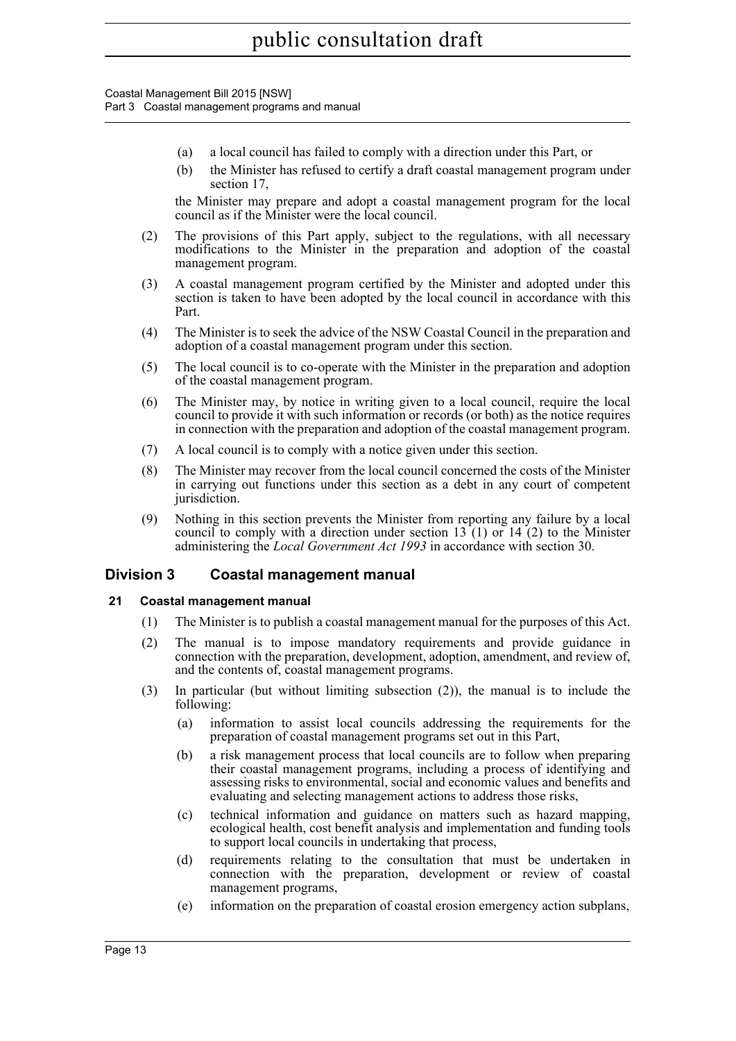- (a) a local council has failed to comply with a direction under this Part, or
- (b) the Minister has refused to certify a draft coastal management program under section 17,

the Minister may prepare and adopt a coastal management program for the local council as if the Minister were the local council.

(2) The provisions of this Part apply, subject to the regulations, with all necessary modifications to the Minister in the preparation and adoption of the coastal management program.

(3) A coastal management program certified by the Minister and adopted under this section is taken to have been adopted by the local council in accordance with this Part.

(4) The Minister is to seek the advice of the NSW Coastal Council in the preparation and adoption of a coastal management program under this section.

(5) The local council is to co-operate with the Minister in the preparation and adoption of the coastal management program.

(6) The Minister may, by notice in writing given to a local council, require the local council to provide it with such information or records (or both) as the notice requires in connection with the preparation and adoption of the coastal management program.

(7) A local council is to comply with a notice given under this section.

(8) The Minister may recover from the local council concerned the costs of the Minister in carrying out functions under this section as a debt in any court of competent jurisdiction.

(9) Nothing in this section prevents the Minister from reporting any failure by a local council to comply with a direction under section 13 (1) or 14 (2) to the Minister administering the *Local Government Act 1993* in accordance with section 30.

## Division 3 Coastal management manual

### 21 Coastal management manual

(1) The Minister is to publish a coastal management manual for the purposes of this Act.

(2) The manual is to impose mandatory requirements and provide guidance in connection with the preparation, development, adoption, amendment, and review of, and the contents of, coastal management programs.

(3) In particular (but without limiting subsection (2)), the manual is to include the following:

- (a) information to assist local councils addressing the requirements for the preparation of coastal management programs set out in this Part,
- (b) a risk management process that local councils are to follow when preparing their coastal management programs, including a process of identifying and assessing risks to environmental, social and economic values and benefits and evaluating and selecting management actions to address those risks,
- (c) technical information and guidance on matters such as hazard mapping, ecological health, cost benefit analysis and implementation and funding tools to support local councils in undertaking that process,
- (d) requirements relating to the consultation that must be undertaken in connection with the preparation, development or review of coastal management programs,
- (e) information on the preparation of coastal erosion emergency action subplans,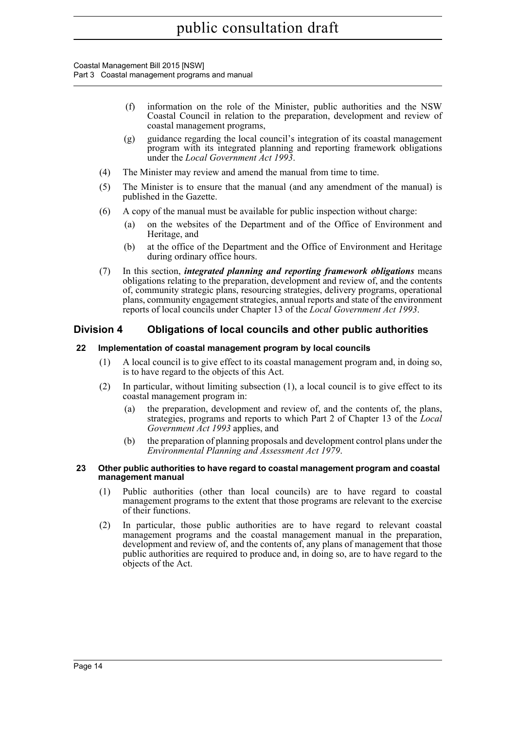(f) information on the role of the Minister, public authorities and the NSW Coastal Council in relation to the preparation, development and review of coastal management programs,

(g) guidance regarding the local council's integration of its coastal management program with its integrated planning and reporting framework obligations under the *Local Government Act 1993*.

(4) The Minister may review and amend the manual from time to time.

(5) The Minister is to ensure that the manual (and any amendment of the manual) is published in the Gazette.

(6) A copy of the manual must be available for public inspection without charge:

(a) on the websites of the Department and of the Office of Environment and Heritage, and

(b) at the office of the Department and the Office of Environment and Heritage during ordinary office hours.

(7) In this section, ***integrated planning and reporting framework obligations*** means obligations relating to the preparation, development and review of, and the contents of, community strategic plans, resourcing strategies, delivery programs, operational plans, community engagement strategies, annual reports and state of the environment reports of local councils under Chapter 13 of the *Local Government Act 1993*.

## Division 4 Obligations of local councils and other public authorities

### 22 Implementation of coastal management program by local councils

(1) A local council is to give effect to its coastal management program and, in doing so, is to have regard to the objects of this Act.

(2) In particular, without limiting subsection (1), a local council is to give effect to its coastal management program in:

(a) the preparation, development and review of, and the contents of, the plans, strategies, programs and reports to which Part 2 of Chapter 13 of the *Local Government Act 1993* applies, and

(b) the preparation of planning proposals and development control plans under the *Environmental Planning and Assessment Act 1979*.

### 23 Other public authorities to have regard to coastal management program and coastal management manual

(1) Public authorities (other than local councils) are to have regard to coastal management programs to the extent that those programs are relevant to the exercise of their functions.

(2) In particular, those public authorities are to have regard to relevant coastal management programs and the coastal management manual in the preparation, development and review of, and the contents of, any plans of management that those public authorities are required to produce and, in doing so, are to have regard to the objects of the Act.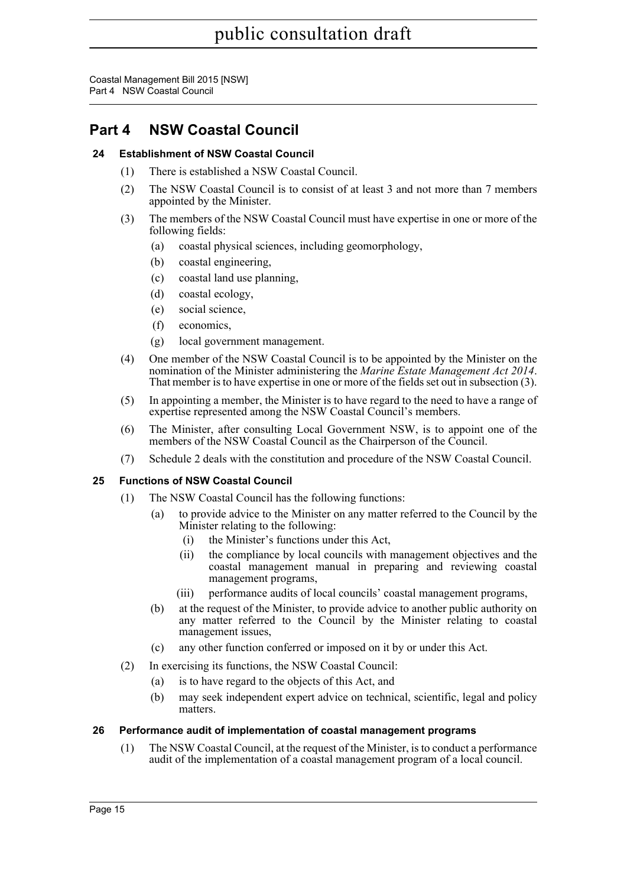# Part 4 NSW Coastal Council

### 24 Establishment of NSW Coastal Council

(1) There is established a NSW Coastal Council.

(2) The NSW Coastal Council is to consist of at least 3 and not more than 7 members appointed by the Minister.

(3) The members of the NSW Coastal Council must have expertise in one or more of the following fields:

- (a) coastal physical sciences, including geomorphology,
- (b) coastal engineering,
- (c) coastal land use planning,
- (d) coastal ecology,
- (e) social science,
- (f) economics,
- (g) local government management.

(4) One member of the NSW Coastal Council is to be appointed by the Minister on the nomination of the Minister administering the *Marine Estate Management Act 2014*. That member is to have expertise in one or more of the fields set out in subsection (3).

(5) In appointing a member, the Minister is to have regard to the need to have a range of expertise represented among the NSW Coastal Council's members.

(6) The Minister, after consulting Local Government NSW, is to appoint one of the members of the NSW Coastal Council as the Chairperson of the Council.

(7) Schedule 2 deals with the constitution and procedure of the NSW Coastal Council.

### 25 Functions of NSW Coastal Council

(1) The NSW Coastal Council has the following functions:

- (a) to provide advice to the Minister on any matter referred to the Council by the Minister relating to the following:
  - (i) the Minister's functions under this Act,
  - (ii) the compliance by local councils with management objectives and the coastal management manual in preparing and reviewing coastal management programs,
  - (iii) performance audits of local councils' coastal management programs,
- (b) at the request of the Minister, to provide advice to another public authority on any matter referred to the Council by the Minister relating to coastal management issues,
- (c) any other function conferred or imposed on it by or under this Act.

(2) In exercising its functions, the NSW Coastal Council:

- (a) is to have regard to the objects of this Act, and
- (b) may seek independent expert advice on technical, scientific, legal and policy matters.

### 26 Performance audit of implementation of coastal management programs

(1) The NSW Coastal Council, at the request of the Minister, is to conduct a performance audit of the implementation of a coastal management program of a local council.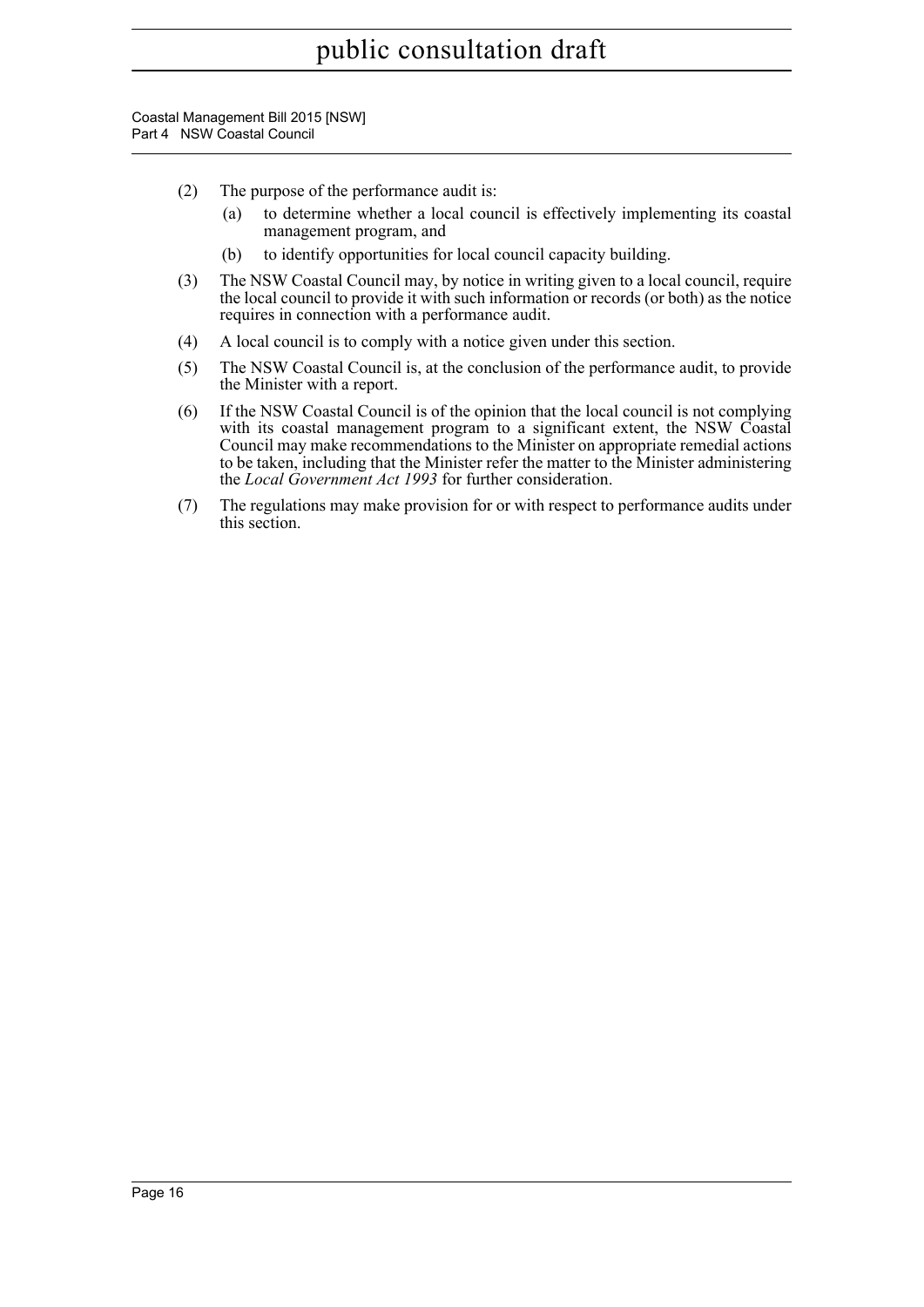(2) The purpose of the performance audit is:

(a) to determine whether a local council is effectively implementing its coastal management program, and

(b) to identify opportunities for local council capacity building.

(3) The NSW Coastal Council may, by notice in writing given to a local council, require the local council to provide it with such information or records (or both) as the notice requires in connection with a performance audit.

(4) A local council is to comply with a notice given under this section.

(5) The NSW Coastal Council is, at the conclusion of the performance audit, to provide the Minister with a report.

(6) If the NSW Coastal Council is of the opinion that the local council is not complying with its coastal management program to a significant extent, the NSW Coastal Council may make recommendations to the Minister on appropriate remedial actions to be taken, including that the Minister refer the matter to the Minister administering the *Local Government Act 1993* for further consideration.

(7) The regulations may make provision for or with respect to performance audits under this section.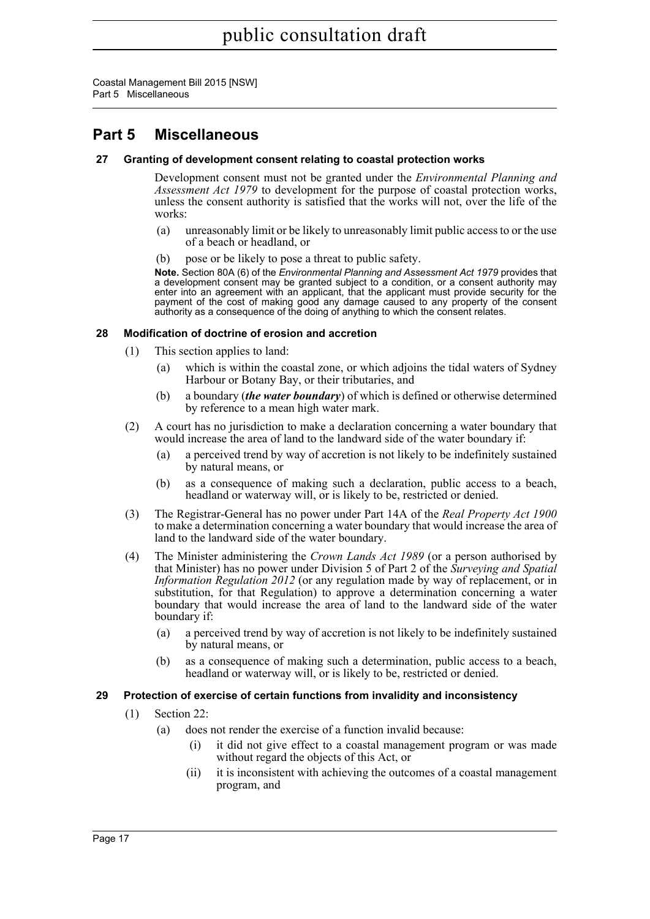# Part 5 Miscellaneous

### 27 Granting of development consent relating to coastal protection works

Development consent must not be granted under the *Environmental Planning and Assessment Act 1979* to development for the purpose of coastal protection works, unless the consent authority is satisfied that the works will not, over the life of the works:

- (a) unreasonably limit or be likely to unreasonably limit public access to or the use of a beach or headland, or
- (b) pose or be likely to pose a threat to public safety.

**Note.** Section 80A (6) of the *Environmental Planning and Assessment Act 1979* provides that a development consent may be granted subject to a condition, or a consent authority may enter into an agreement with an applicant, that the applicant must provide security for the payment of the cost of making good any damage caused to any property of the consent authority as a consequence of the doing of anything to which the consent relates.

### 28 Modification of doctrine of erosion and accretion

(1) This section applies to land:

- (a) which is within the coastal zone, or which adjoins the tidal waters of Sydney Harbour or Botany Bay, or their tributaries, and
- (b) a boundary (***the water boundary***) of which is defined or otherwise determined by reference to a mean high water mark.

(2) A court has no jurisdiction to make a declaration concerning a water boundary that would increase the area of land to the landward side of the water boundary if:

- (a) a perceived trend by way of accretion is not likely to be indefinitely sustained by natural means, or
- (b) as a consequence of making such a declaration, public access to a beach, headland or waterway will, or is likely to be, restricted or denied.

(3) The Registrar-General has no power under Part 14A of the *Real Property Act 1900* to make a determination concerning a water boundary that would increase the area of land to the landward side of the water boundary.

(4) The Minister administering the *Crown Lands Act 1989* (or a person authorised by that Minister) has no power under Division 5 of Part 2 of the *Surveying and Spatial Information Regulation 2012* (or any regulation made by way of replacement, or in substitution, for that Regulation) to approve a determination concerning a water boundary that would increase the area of land to the landward side of the water boundary if:

- (a) a perceived trend by way of accretion is not likely to be indefinitely sustained by natural means, or
- (b) as a consequence of making such a determination, public access to a beach, headland or waterway will, or is likely to be, restricted or denied.

### 29 Protection of exercise of certain functions from invalidity and inconsistency

(1) Section 22:

- (a) does not render the exercise of a function invalid because:
  - (i) it did not give effect to a coastal management program or was made without regard the objects of this Act, or
  - (ii) it is inconsistent with achieving the outcomes of a coastal management program, and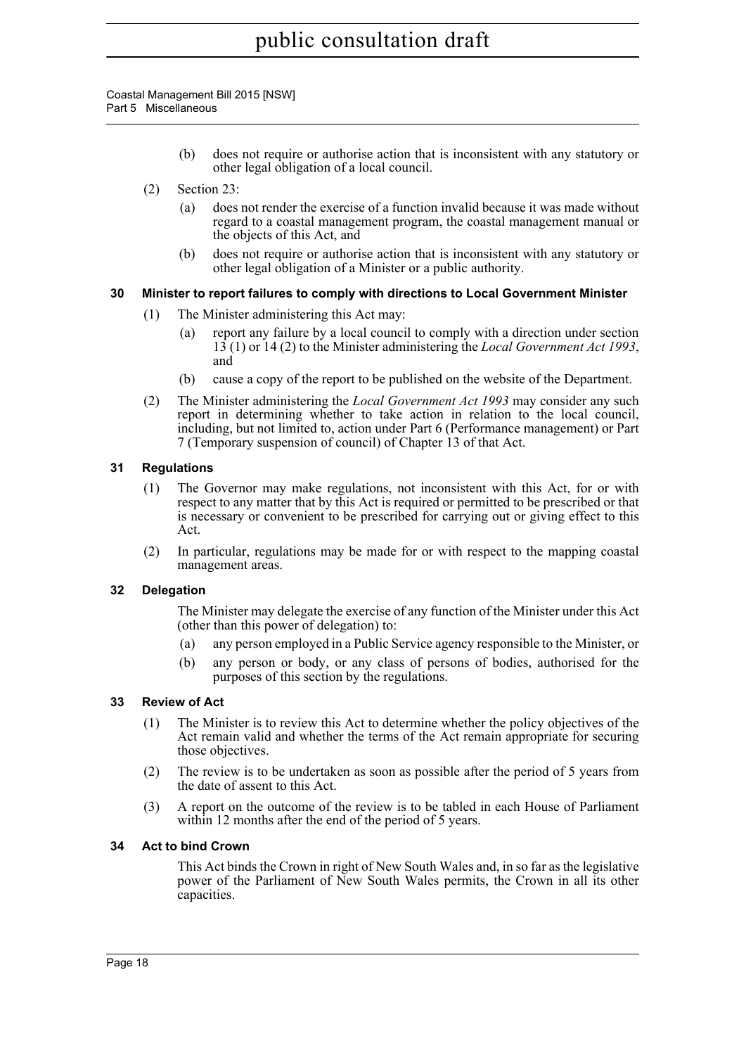(b) does not require or authorise action that is inconsistent with any statutory or other legal obligation of a local council.

(2) Section 23:

(a) does not render the exercise of a function invalid because it was made without regard to a coastal management program, the coastal management manual or the objects of this Act, and

(b) does not require or authorise action that is inconsistent with any statutory or other legal obligation of a Minister or a public authority.

### 30 Minister to report failures to comply with directions to Local Government Minister

(1) The Minister administering this Act may:

(a) report any failure by a local council to comply with a direction under section 13 (1) or 14 (2) to the Minister administering the *Local Government Act 1993*, and

(b) cause a copy of the report to be published on the website of the Department.

(2) The Minister administering the *Local Government Act 1993* may consider any such report in determining whether to take action in relation to the local council, including, but not limited to, action under Part 6 (Performance management) or Part 7 (Temporary suspension of council) of Chapter 13 of that Act.

### 31 Regulations

(1) The Governor may make regulations, not inconsistent with this Act, for or with respect to any matter that by this Act is required or permitted to be prescribed or that is necessary or convenient to be prescribed for carrying out or giving effect to this Act.

(2) In particular, regulations may be made for or with respect to the mapping coastal management areas.

### 32 Delegation

The Minister may delegate the exercise of any function of the Minister under this Act (other than this power of delegation) to:

(a) any person employed in a Public Service agency responsible to the Minister, or

(b) any person or body, or any class of persons of bodies, authorised for the purposes of this section by the regulations.

### 33 Review of Act

(1) The Minister is to review this Act to determine whether the policy objectives of the Act remain valid and whether the terms of the Act remain appropriate for securing those objectives.

(2) The review is to be undertaken as soon as possible after the period of 5 years from the date of assent to this Act.

(3) A report on the outcome of the review is to be tabled in each House of Parliament within 12 months after the end of the period of 5 years.

### 34 Act to bind Crown

This Act binds the Crown in right of New South Wales and, in so far as the legislative power of the Parliament of New South Wales permits, the Crown in all its other capacities.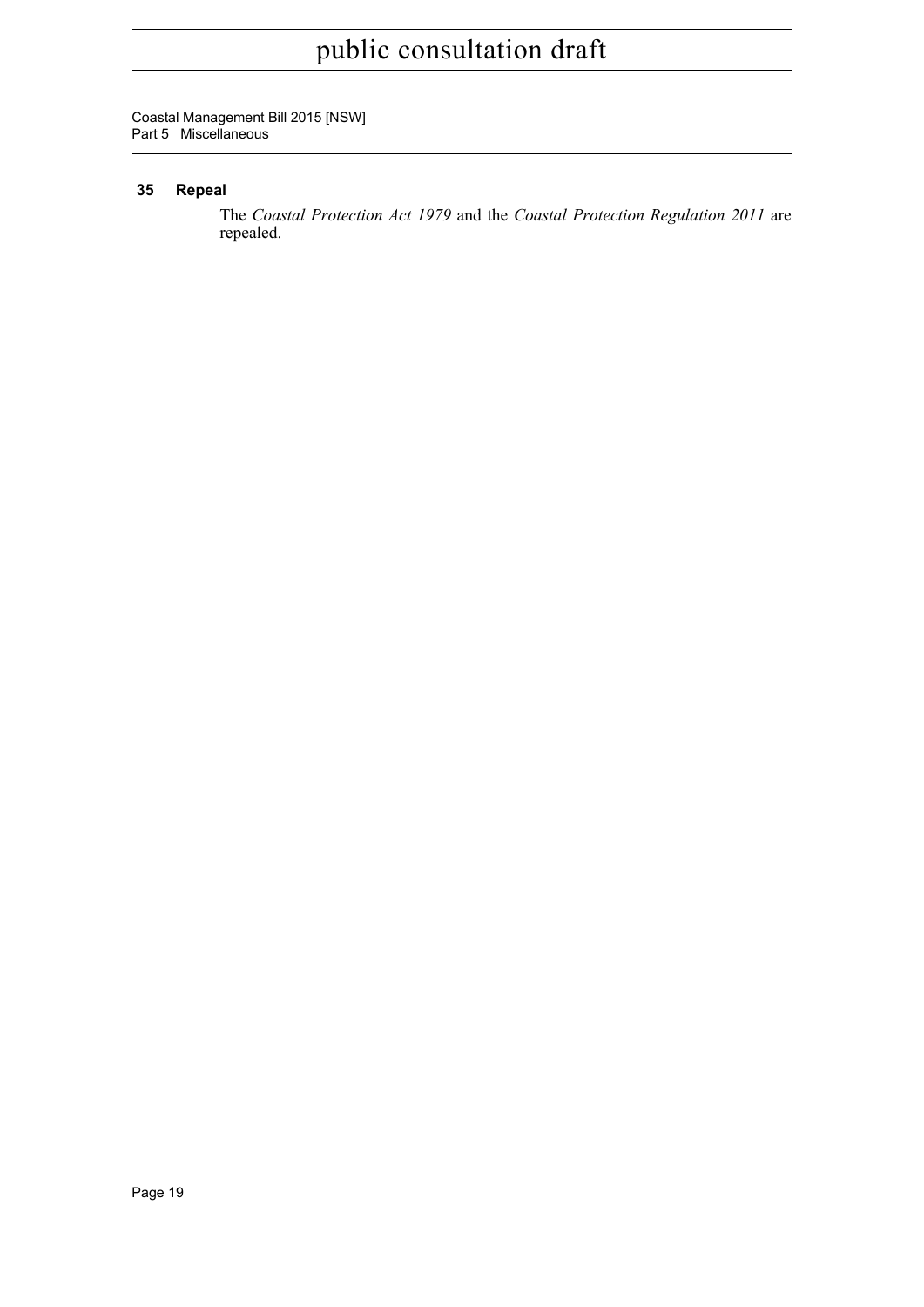## 35 Repeal

The *Coastal Protection Act 1979* and the *Coastal Protection Regulation 2011* are repealed.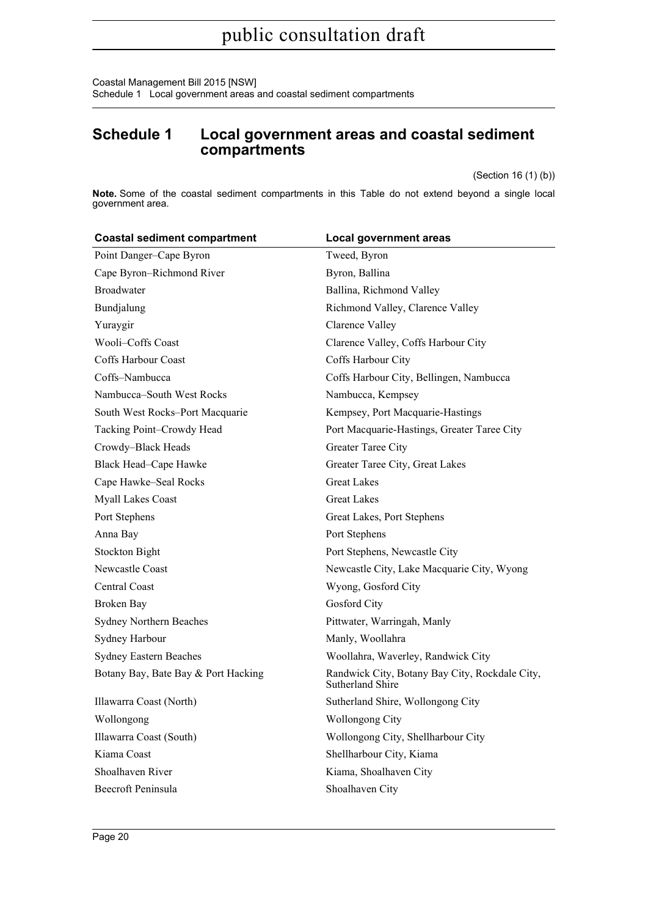## Schedule 1 Local government areas and coastal sediment compartments

(Section 16 (1) (b))

**Note.** Some of the coastal sediment compartments in this Table do not extend beyond a single local government area.

| Coastal sediment compartment | Local government areas |
|---|---|
| Point Danger–Cape Byron | Tweed, Byron |
| Cape Byron–Richmond River | Byron, Ballina |
| Broadwater | Ballina, Richmond Valley |
| Bundjalung | Richmond Valley, Clarence Valley |
| Yuraygir | Clarence Valley |
| Wooli–Coffs Coast | Clarence Valley, Coffs Harbour City |
| Coffs Harbour Coast | Coffs Harbour City |
| Coffs–Nambucca | Coffs Harbour City, Bellingen, Nambucca |
| Nambucca–South West Rocks | Nambucca, Kempsey |
| South West Rocks–Port Macquarie | Kempsey, Port Macquarie-Hastings |
| Tacking Point–Crowdy Head | Port Macquarie-Hastings, Greater Taree City |
| Crowdy–Black Heads | Greater Taree City |
| Black Head–Cape Hawke | Greater Taree City, Great Lakes |
| Cape Hawke–Seal Rocks | Great Lakes |
| Myall Lakes Coast | Great Lakes |
| Port Stephens | Great Lakes, Port Stephens |
| Anna Bay | Port Stephens |
| Stockton Bight | Port Stephens, Newcastle City |
| Newcastle Coast | Newcastle City, Lake Macquarie City, Wyong |
| Central Coast | Wyong, Gosford City |
| Broken Bay | Gosford City |
| Sydney Northern Beaches | Pittwater, Warringah, Manly |
| Sydney Harbour | Manly, Woollahra |
| Sydney Eastern Beaches | Woollahra, Waverley, Randwick City |
| Botany Bay, Bate Bay & Port Hacking | Randwick City, Botany Bay City, Rockdale City, Sutherland Shire |
| Illawarra Coast (North) | Sutherland Shire, Wollongong City |
| Wollongong | Wollongong City |
| Illawarra Coast (South) | Wollongong City, Shellharbour City |
| Kiama Coast | Shellharbour City, Kiama |
| Shoalhaven River | Kiama, Shoalhaven City |
| Beecroft Peninsula | Shoalhaven City |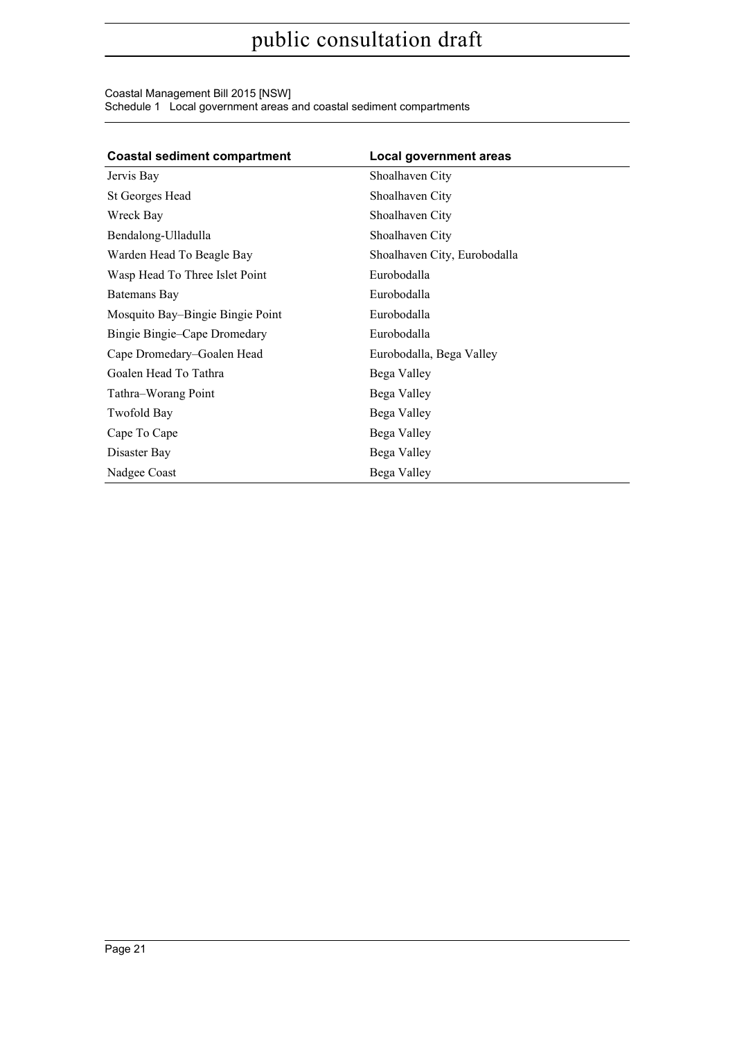| Coastal sediment compartment | Local government areas |
| --- | --- |
| Jervis Bay | Shoalhaven City |
| St Georges Head | Shoalhaven City |
| Wreck Bay | Shoalhaven City |
| Bendalong-Ulladulla | Shoalhaven City |
| Warden Head To Beagle Bay | Shoalhaven City, Eurobodalla |
| Wasp Head To Three Islet Point | Eurobodalla |
| Batemans Bay | Eurobodalla |
| Mosquito Bay–Bingie Bingie Point | Eurobodalla |
| Bingie Bingie–Cape Dromedary | Eurobodalla |
| Cape Dromedary–Goalen Head | Eurobodalla, Bega Valley |
| Goalen Head To Tathra | Bega Valley |
| Tathra–Worang Point | Bega Valley |
| Twofold Bay | Bega Valley |
| Cape To Cape | Bega Valley |
| Disaster Bay | Bega Valley |
| Nadgee Coast | Bega Valley |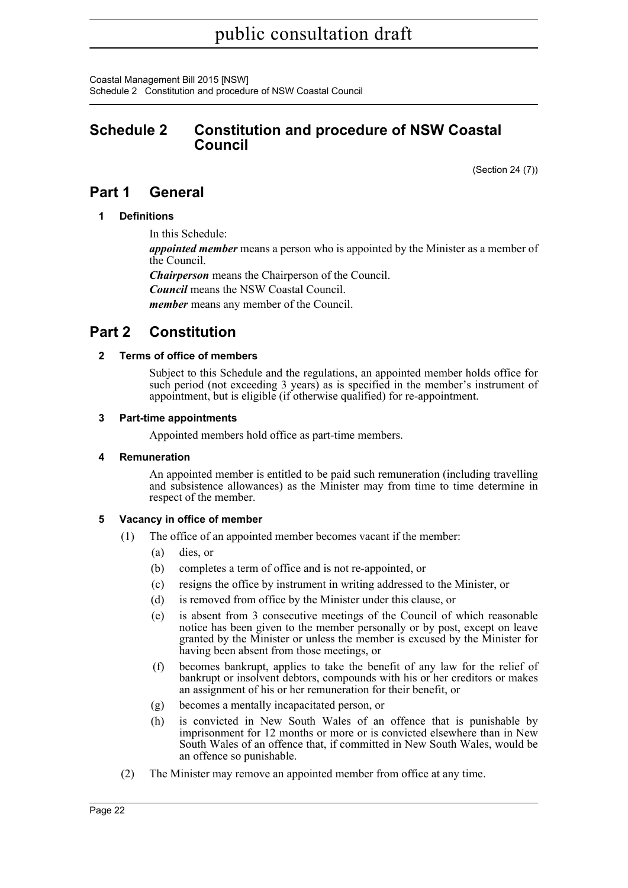# Schedule 2 Constitution and procedure of NSW Coastal Council

(Section 24 (7))

## Part 1 General

### 1 Definitions

In this Schedule:

***appointed member*** means a person who is appointed by the Minister as a member of the Council.

***Chairperson*** means the Chairperson of the Council.

***Council*** means the NSW Coastal Council.

***member*** means any member of the Council.

## Part 2 Constitution

### 2 Terms of office of members

Subject to this Schedule and the regulations, an appointed member holds office for such period (not exceeding 3 years) as is specified in the member's instrument of appointment, but is eligible (if otherwise qualified) for re-appointment.

### 3 Part-time appointments

Appointed members hold office as part-time members.

### 4 Remuneration

An appointed member is entitled to be paid such remuneration (including travelling and subsistence allowances) as the Minister may from time to time determine in respect of the member.

### 5 Vacancy in office of member

(1) The office of an appointed member becomes vacant if the member:

- (a) dies, or
- (b) completes a term of office and is not re-appointed, or
- (c) resigns the office by instrument in writing addressed to the Minister, or
- (d) is removed from office by the Minister under this clause, or
- (e) is absent from 3 consecutive meetings of the Council of which reasonable notice has been given to the member personally or by post, except on leave granted by the Minister or unless the member is excused by the Minister for having been absent from those meetings, or
- (f) becomes bankrupt, applies to take the benefit of any law for the relief of bankrupt or insolvent debtors, compounds with his or her creditors or makes an assignment of his or her remuneration for their benefit, or
- (g) becomes a mentally incapacitated person, or
- (h) is convicted in New South Wales of an offence that is punishable by imprisonment for 12 months or more or is convicted elsewhere than in New South Wales of an offence that, if committed in New South Wales, would be an offence so punishable.

(2) The Minister may remove an appointed member from office at any time.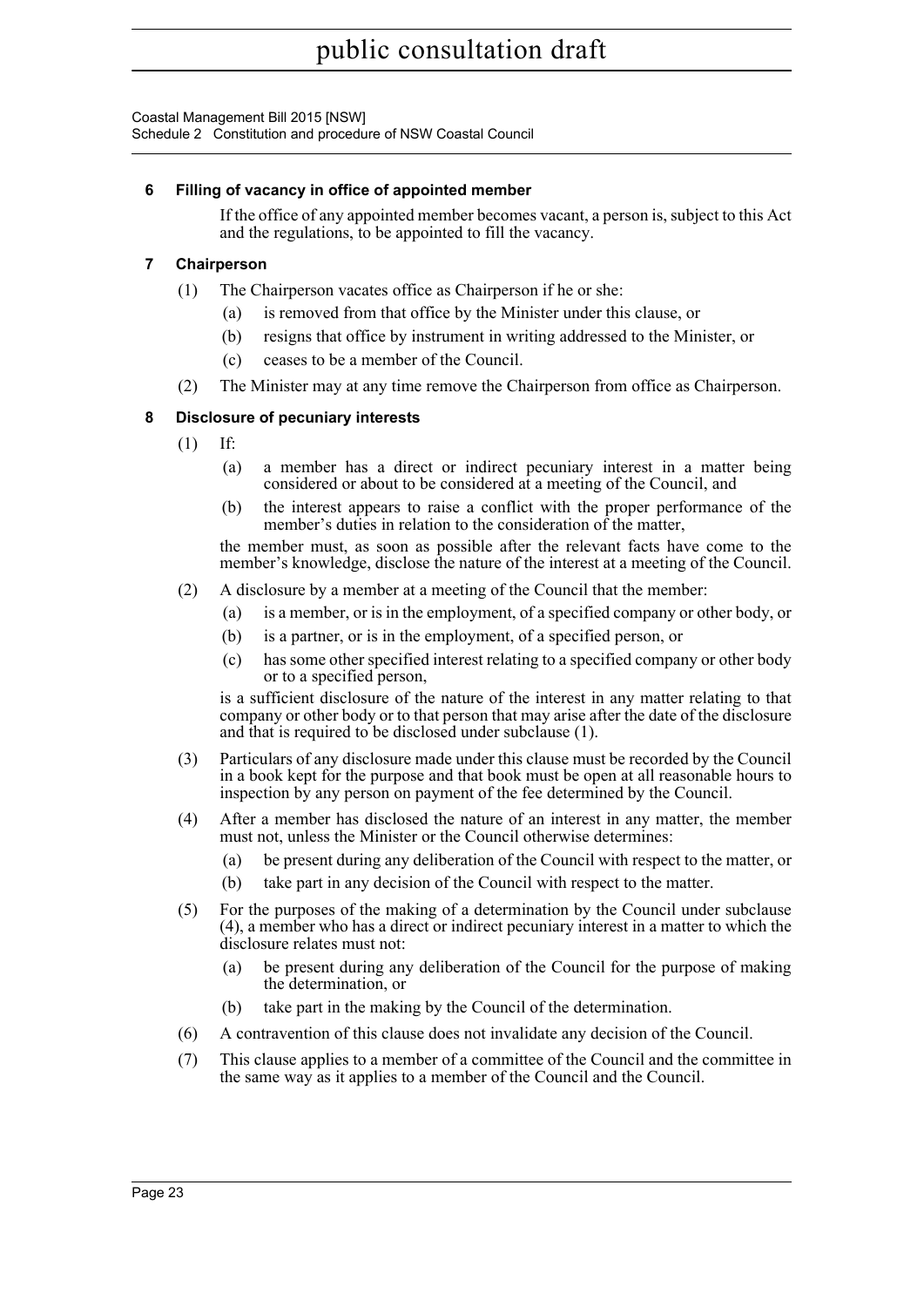### 6 Filling of vacancy in office of appointed member

If the office of any appointed member becomes vacant, a person is, subject to this Act and the regulations, to be appointed to fill the vacancy.

### 7 Chairperson

(1) The Chairperson vacates office as Chairperson if he or she:

- (a) is removed from that office by the Minister under this clause, or
- (b) resigns that office by instrument in writing addressed to the Minister, or
- (c) ceases to be a member of the Council.

(2) The Minister may at any time remove the Chairperson from office as Chairperson.

### 8 Disclosure of pecuniary interests

(1) If:

- (a) a member has a direct or indirect pecuniary interest in a matter being considered or about to be considered at a meeting of the Council, and
- (b) the interest appears to raise a conflict with the proper performance of the member's duties in relation to the consideration of the matter,

the member must, as soon as possible after the relevant facts have come to the member's knowledge, disclose the nature of the interest at a meeting of the Council.

(2) A disclosure by a member at a meeting of the Council that the member:

- (a) is a member, or is in the employment, of a specified company or other body, or
- (b) is a partner, or is in the employment, of a specified person, or
- (c) has some other specified interest relating to a specified company or other body or to a specified person,

is a sufficient disclosure of the nature of the interest in any matter relating to that company or other body or to that person that may arise after the date of the disclosure and that is required to be disclosed under subclause (1).

(3) Particulars of any disclosure made under this clause must be recorded by the Council in a book kept for the purpose and that book must be open at all reasonable hours to inspection by any person on payment of the fee determined by the Council.

(4) After a member has disclosed the nature of an interest in any matter, the member must not, unless the Minister or the Council otherwise determines:

- (a) be present during any deliberation of the Council with respect to the matter, or
- (b) take part in any decision of the Council with respect to the matter.

(5) For the purposes of the making of a determination by the Council under subclause (4), a member who has a direct or indirect pecuniary interest in a matter to which the disclosure relates must not:

- (a) be present during any deliberation of the Council for the purpose of making the determination, or
- (b) take part in the making by the Council of the determination.

(6) A contravention of this clause does not invalidate any decision of the Council.

(7) This clause applies to a member of a committee of the Council and the committee in the same way as it applies to a member of the Council and the Council.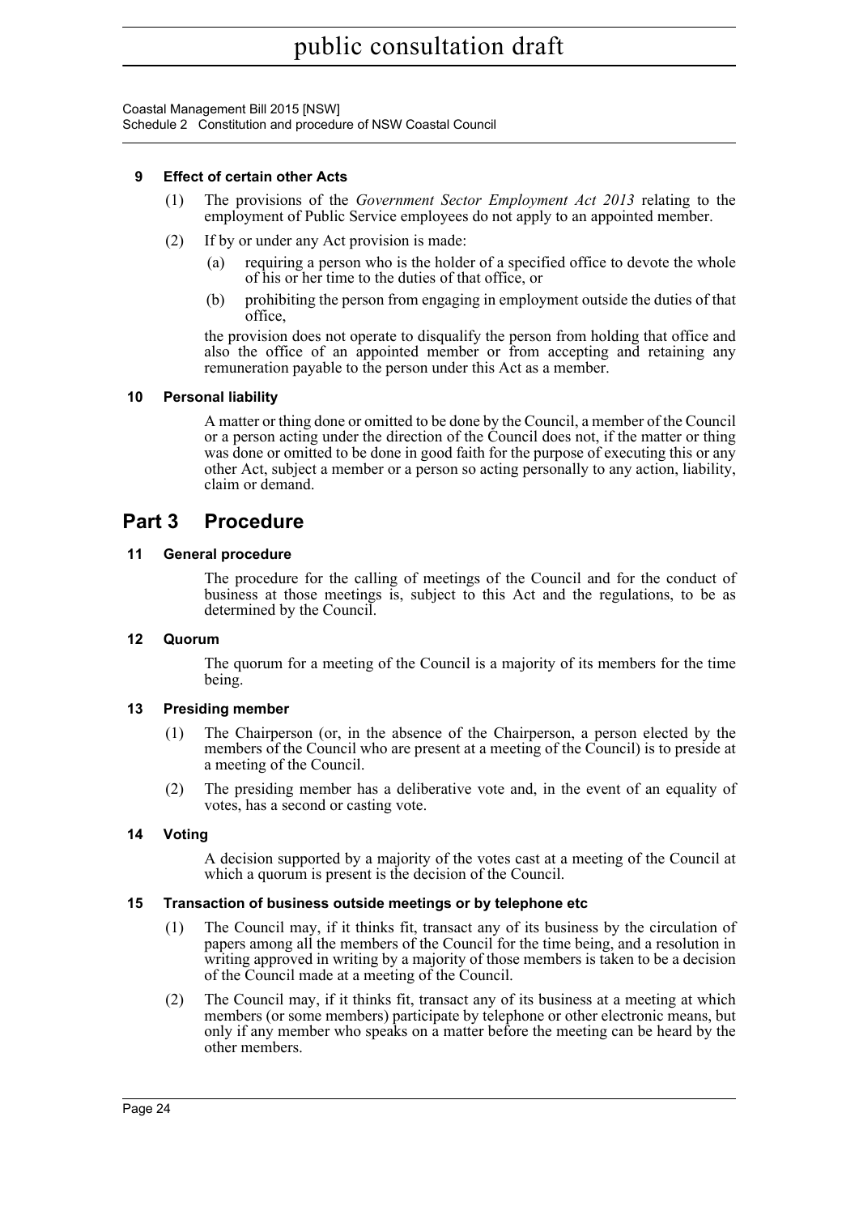### 9 Effect of certain other Acts

(1) The provisions of the *Government Sector Employment Act 2013* relating to the employment of Public Service employees do not apply to an appointed member.

(2) If by or under any Act provision is made:

(a) requiring a person who is the holder of a specified office to devote the whole of his or her time to the duties of that office, or

(b) prohibiting the person from engaging in employment outside the duties of that office,

the provision does not operate to disqualify the person from holding that office and also the office of an appointed member or from accepting and retaining any remuneration payable to the person under this Act as a member.

### 10 Personal liability

A matter or thing done or omitted to be done by the Council, a member of the Council or a person acting under the direction of the Council does not, if the matter or thing was done or omitted to be done in good faith for the purpose of executing this or any other Act, subject a member or a person so acting personally to any action, liability, claim or demand.

## Part 3 Procedure

### 11 General procedure

The procedure for the calling of meetings of the Council and for the conduct of business at those meetings is, subject to this Act and the regulations, to be as determined by the Council.

### 12 Quorum

The quorum for a meeting of the Council is a majority of its members for the time being.

### 13 Presiding member

(1) The Chairperson (or, in the absence of the Chairperson, a person elected by the members of the Council who are present at a meeting of the Council) is to preside at a meeting of the Council.

(2) The presiding member has a deliberative vote and, in the event of an equality of votes, has a second or casting vote.

### 14 Voting

A decision supported by a majority of the votes cast at a meeting of the Council at which a quorum is present is the decision of the Council.

### 15 Transaction of business outside meetings or by telephone etc

(1) The Council may, if it thinks fit, transact any of its business by the circulation of papers among all the members of the Council for the time being, and a resolution in writing approved in writing by a majority of those members is taken to be a decision of the Council made at a meeting of the Council.

(2) The Council may, if it thinks fit, transact any of its business at a meeting at which members (or some members) participate by telephone or other electronic means, but only if any member who speaks on a matter before the meeting can be heard by the other members.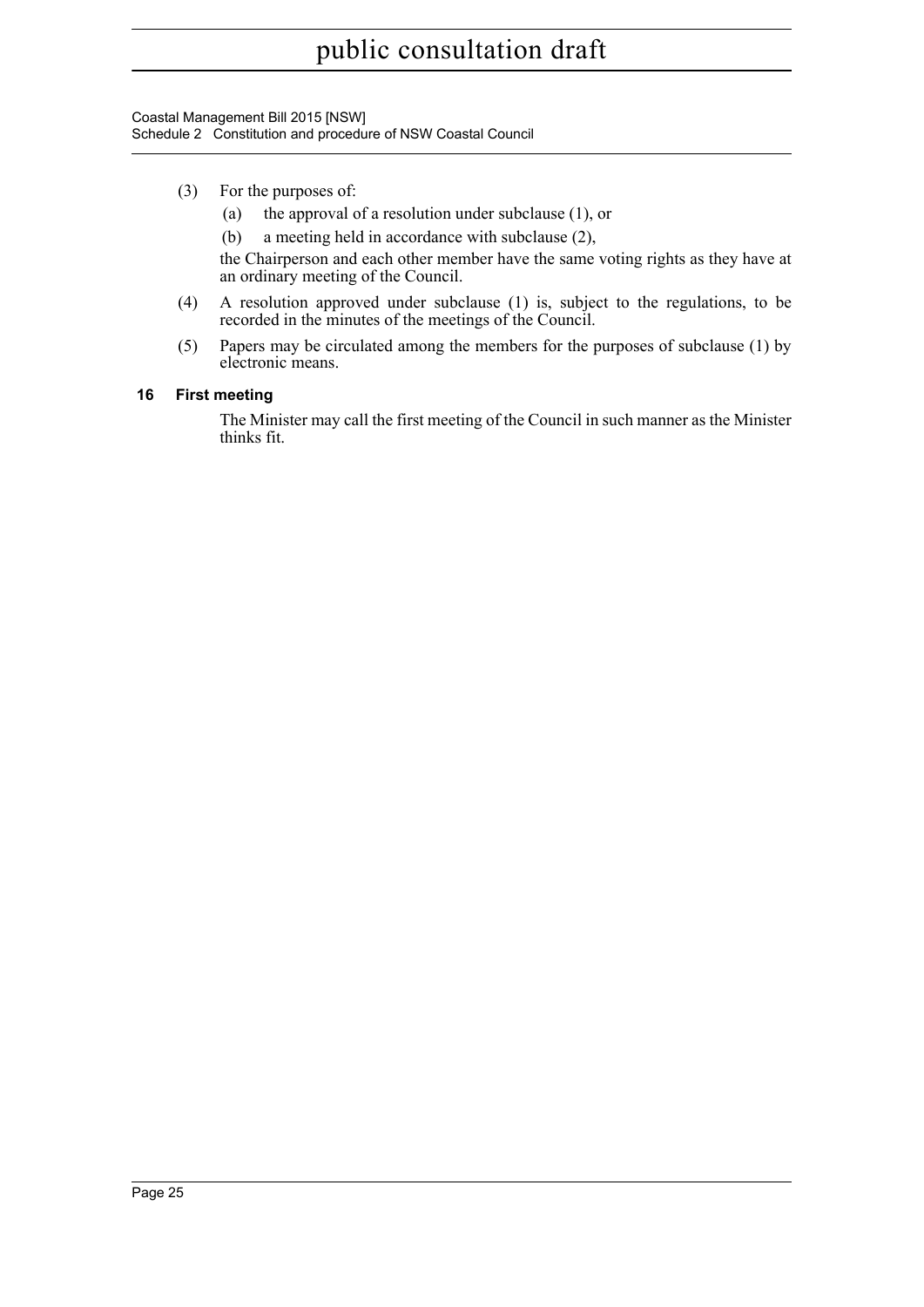(3) For the purposes of:

(a) the approval of a resolution under subclause (1), or

(b) a meeting held in accordance with subclause (2),

the Chairperson and each other member have the same voting rights as they have at an ordinary meeting of the Council.

(4) A resolution approved under subclause (1) is, subject to the regulations, to be recorded in the minutes of the meetings of the Council.

(5) Papers may be circulated among the members for the purposes of subclause (1) by electronic means.

### 16 First meeting

The Minister may call the first meeting of the Council in such manner as the Minister thinks fit.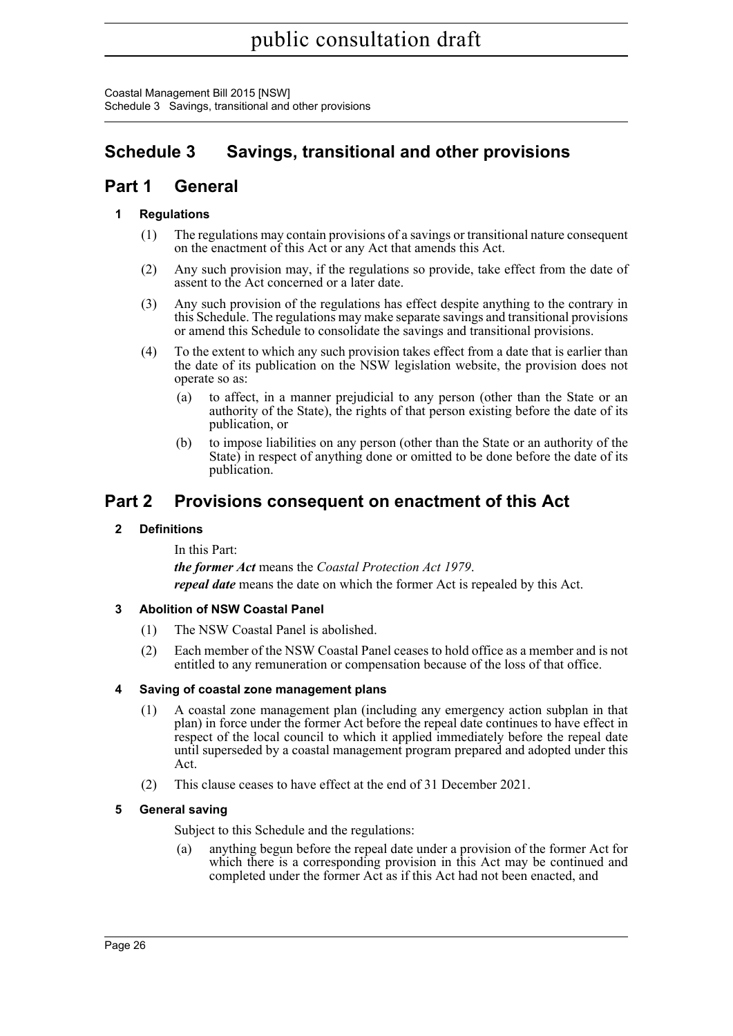# Schedule 3 Savings, transitional and other provisions

## Part 1 General

### 1 Regulations

(1) The regulations may contain provisions of a savings or transitional nature consequent on the enactment of this Act or any Act that amends this Act.

(2) Any such provision may, if the regulations so provide, take effect from the date of assent to the Act concerned or a later date.

(3) Any such provision of the regulations has effect despite anything to the contrary in this Schedule. The regulations may make separate savings and transitional provisions or amend this Schedule to consolidate the savings and transitional provisions.

(4) To the extent to which any such provision takes effect from a date that is earlier than the date of its publication on the NSW legislation website, the provision does not operate so as:

(a) to affect, in a manner prejudicial to any person (other than the State or an authority of the State), the rights of that person existing before the date of its publication, or

(b) to impose liabilities on any person (other than the State or an authority of the State) in respect of anything done or omitted to be done before the date of its publication.

## Part 2 Provisions consequent on enactment of this Act

### 2 Definitions

In this Part:

***the former Act*** means the *Coastal Protection Act 1979*.

***repeal date*** means the date on which the former Act is repealed by this Act.

### 3 Abolition of NSW Coastal Panel

(1) The NSW Coastal Panel is abolished.

(2) Each member of the NSW Coastal Panel ceases to hold office as a member and is not entitled to any remuneration or compensation because of the loss of that office.

### 4 Saving of coastal zone management plans

(1) A coastal zone management plan (including any emergency action subplan in that plan) in force under the former Act before the repeal date continues to have effect in respect of the local council to which it applied immediately before the repeal date until superseded by a coastal management program prepared and adopted under this Act.

(2) This clause ceases to have effect at the end of 31 December 2021.

### 5 General saving

Subject to this Schedule and the regulations:

(a) anything begun before the repeal date under a provision of the former Act for which there is a corresponding provision in this Act may be continued and completed under the former Act as if this Act had not been enacted, and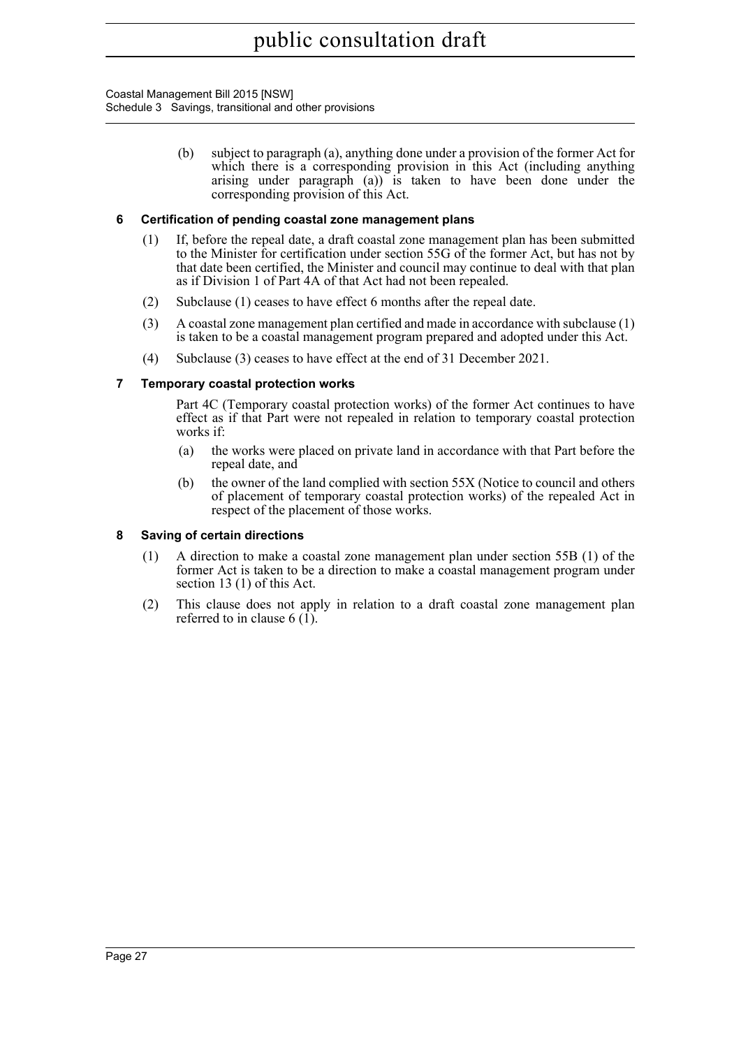(b) subject to paragraph (a), anything done under a provision of the former Act for which there is a corresponding provision in this Act (including anything arising under paragraph (a)) is taken to have been done under the corresponding provision of this Act.

### 6 Certification of pending coastal zone management plans

(1) If, before the repeal date, a draft coastal zone management plan has been submitted to the Minister for certification under section 55G of the former Act, but has not by that date been certified, the Minister and council may continue to deal with that plan as if Division 1 of Part 4A of that Act had not been repealed.

(2) Subclause (1) ceases to have effect 6 months after the repeal date.

(3) A coastal zone management plan certified and made in accordance with subclause (1) is taken to be a coastal management program prepared and adopted under this Act.

(4) Subclause (3) ceases to have effect at the end of 31 December 2021.

### 7 Temporary coastal protection works

Part 4C (Temporary coastal protection works) of the former Act continues to have effect as if that Part were not repealed in relation to temporary coastal protection works if:

(a) the works were placed on private land in accordance with that Part before the repeal date, and

(b) the owner of the land complied with section 55X (Notice to council and others of placement of temporary coastal protection works) of the repealed Act in respect of the placement of those works.

### 8 Saving of certain directions

(1) A direction to make a coastal zone management plan under section 55B (1) of the former Act is taken to be a direction to make a coastal management program under section 13 (1) of this Act.

(2) This clause does not apply in relation to a draft coastal zone management plan referred to in clause 6 (1).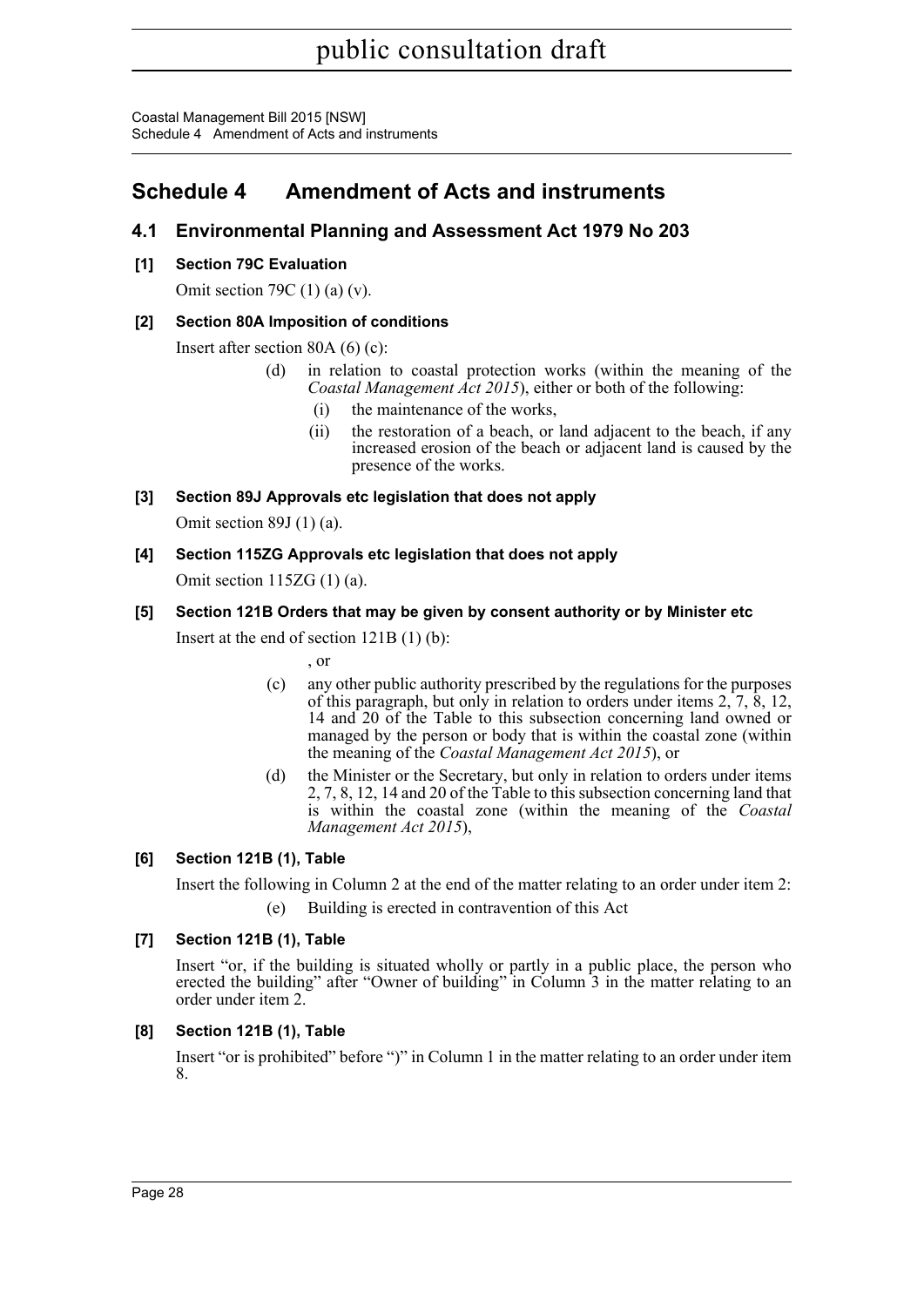# Schedule 4 Amendment of Acts and instruments

## 4.1 Environmental Planning and Assessment Act 1979 No 203

### [1] Section 79C Evaluation

Omit section 79C (1) (a) (v).

### [2] Section 80A Imposition of conditions

Insert after section 80A (6) (c):

> (d) in relation to coastal protection works (within the meaning of the *Coastal Management Act 2015*), either or both of the following:
>
> (i) the maintenance of the works,
>
> (ii) the restoration of a beach, or land adjacent to the beach, if any increased erosion of the beach or adjacent land is caused by the presence of the works.

### [3] Section 89J Approvals etc legislation that does not apply

Omit section 89J (1) (a).

### [4] Section 115ZG Approvals etc legislation that does not apply

Omit section 115ZG (1) (a).

### [5] Section 121B Orders that may be given by consent authority or by Minister etc

Insert at the end of section 121B (1) (b):

> , or
>
> (c) any other public authority prescribed by the regulations for the purposes of this paragraph, but only in relation to orders under items 2, 7, 8, 12, 14 and 20 of the Table to this subsection concerning land owned or managed by the person or body that is within the coastal zone (within the meaning of the *Coastal Management Act 2015*), or
>
> (d) the Minister or the Secretary, but only in relation to orders under items 2, 7, 8, 12, 14 and 20 of the Table to this subsection concerning land that is within the coastal zone (within the meaning of the *Coastal Management Act 2015*),

### [6] Section 121B (1), Table

Insert the following in Column 2 at the end of the matter relating to an order under item 2:

> (e) Building is erected in contravention of this Act

### [7] Section 121B (1), Table

Insert "or, if the building is situated wholly or partly in a public place, the person who erected the building" after "Owner of building" in Column 3 in the matter relating to an order under item 2.

### [8] Section 121B (1), Table

Insert "or is prohibited" before ")" in Column 1 in the matter relating to an order under item 8.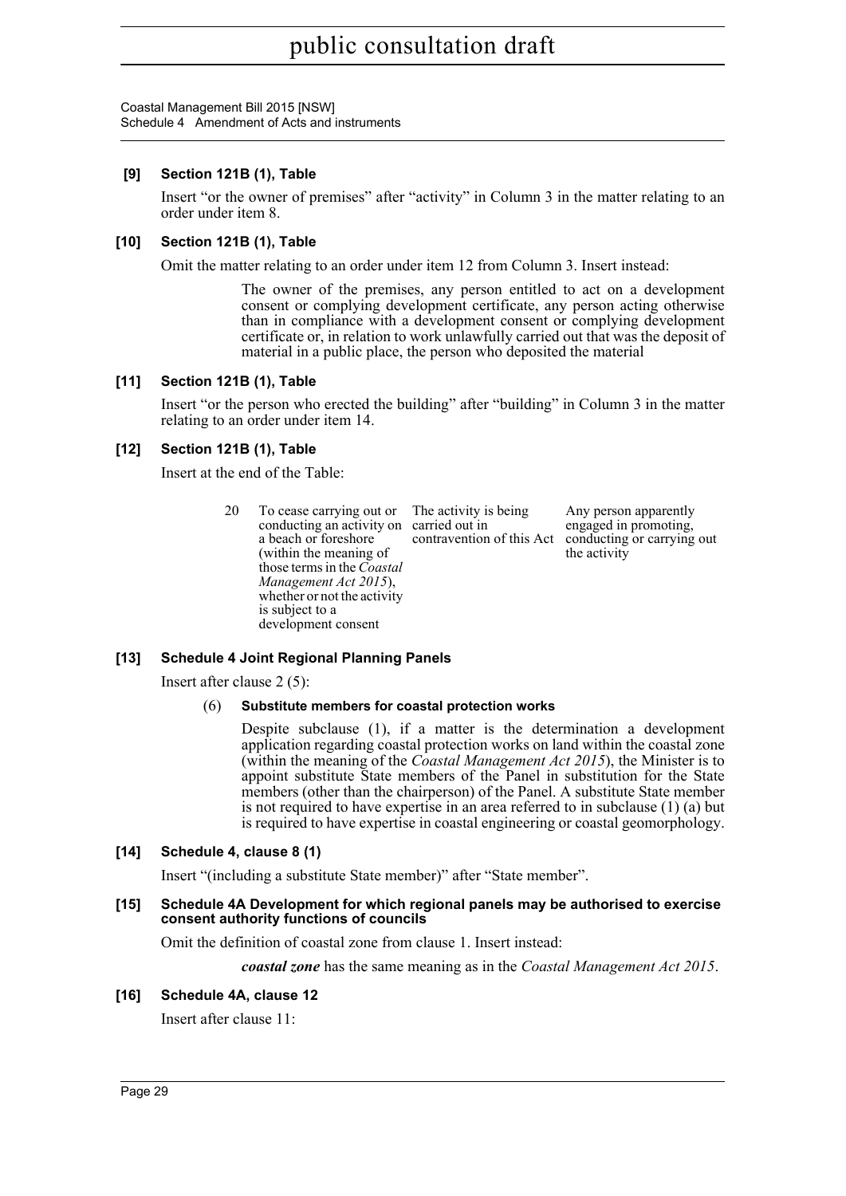**[9] Section 121B (1), Table**

Insert "or the owner of premises" after "activity" in Column 3 in the matter relating to an order under item 8.

**[10] Section 121B (1), Table**

Omit the matter relating to an order under item 12 from Column 3. Insert instead:

> The owner of the premises, any person entitled to act on a development consent or complying development certificate, any person acting otherwise than in compliance with a development consent or complying development certificate or, in relation to work unlawfully carried out that was the deposit of material in a public place, the person who deposited the material

**[11] Section 121B (1), Table**

Insert "or the person who erected the building" after "building" in Column 3 in the matter relating to an order under item 14.

**[12] Section 121B (1), Table**

Insert at the end of the Table:

| | | | |
|---|---|---|---|
| 20 | To cease carrying out or conducting an activity on a beach or foreshore (within the meaning of those terms in the *Coastal Management Act 2015*), whether or not the activity is subject to a development consent | The activity is being carried out in contravention of this Act | Any person apparently engaged in promoting, conducting or carrying out the activity |

**[13] Schedule 4 Joint Regional Planning Panels**

Insert after clause 2 (5):

(6) **Substitute members for coastal protection works**

Despite subclause (1), if a matter is the determination a development application regarding coastal protection works on land within the coastal zone (within the meaning of the *Coastal Management Act 2015*), the Minister is to appoint substitute State members of the Panel in substitution for the State members (other than the chairperson) of the Panel. A substitute State member is not required to have expertise in an area referred to in subclause (1) (a) but is required to have expertise in coastal engineering or coastal geomorphology.

**[14] Schedule 4, clause 8 (1)**

Insert "(including a substitute State member)" after "State member".

**[15] Schedule 4A Development for which regional panels may be authorised to exercise consent authority functions of councils**

Omit the definition of coastal zone from clause 1. Insert instead:

> ***coastal zone*** has the same meaning as in the *Coastal Management Act 2015*.

**[16] Schedule 4A, clause 12**

Insert after clause 11: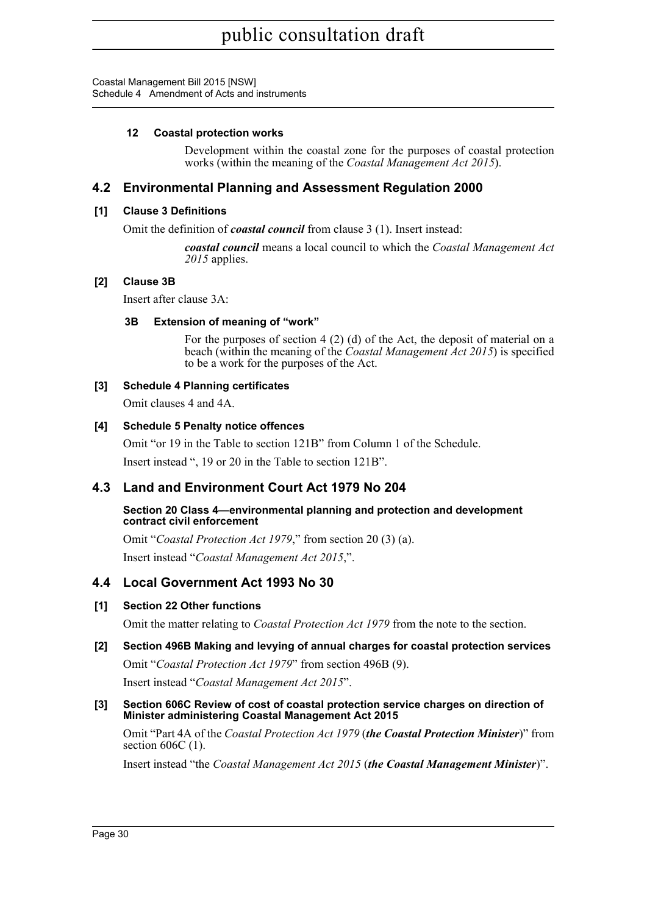#### 12 Coastal protection works

Development within the coastal zone for the purposes of coastal protection works (within the meaning of the *Coastal Management Act 2015*).

## 4.2 Environmental Planning and Assessment Regulation 2000

### [1] Clause 3 Definitions

Omit the definition of ***coastal council*** from clause 3 (1). Insert instead:

> ***coastal council*** means a local council to which the *Coastal Management Act 2015* applies.

### [2] Clause 3B

Insert after clause 3A:

#### 3B Extension of meaning of "work"

For the purposes of section 4 (2) (d) of the Act, the deposit of material on a beach (within the meaning of the *Coastal Management Act 2015*) is specified to be a work for the purposes of the Act.

### [3] Schedule 4 Planning certificates

Omit clauses 4 and 4A.

### [4] Schedule 5 Penalty notice offences

Omit "or 19 in the Table to section 121B" from Column 1 of the Schedule.

Insert instead ", 19 or 20 in the Table to section 121B".

## 4.3 Land and Environment Court Act 1979 No 204

#### Section 20 Class 4—environmental planning and protection and development contract civil enforcement

Omit "*Coastal Protection Act 1979*," from section 20 (3) (a).

Insert instead "*Coastal Management Act 2015*,".

## 4.4 Local Government Act 1993 No 30

### [1] Section 22 Other functions

Omit the matter relating to *Coastal Protection Act 1979* from the note to the section.

### [2] Section 496B Making and levying of annual charges for coastal protection services

Omit "*Coastal Protection Act 1979*" from section 496B (9).

Insert instead "*Coastal Management Act 2015*".

### [3] Section 606C Review of cost of coastal protection service charges on direction of Minister administering Coastal Management Act 2015

Omit "Part 4A of the *Coastal Protection Act 1979* (***the Coastal Protection Minister***)" from section 606C (1).

Insert instead "the *Coastal Management Act 2015* (***the Coastal Management Minister***)".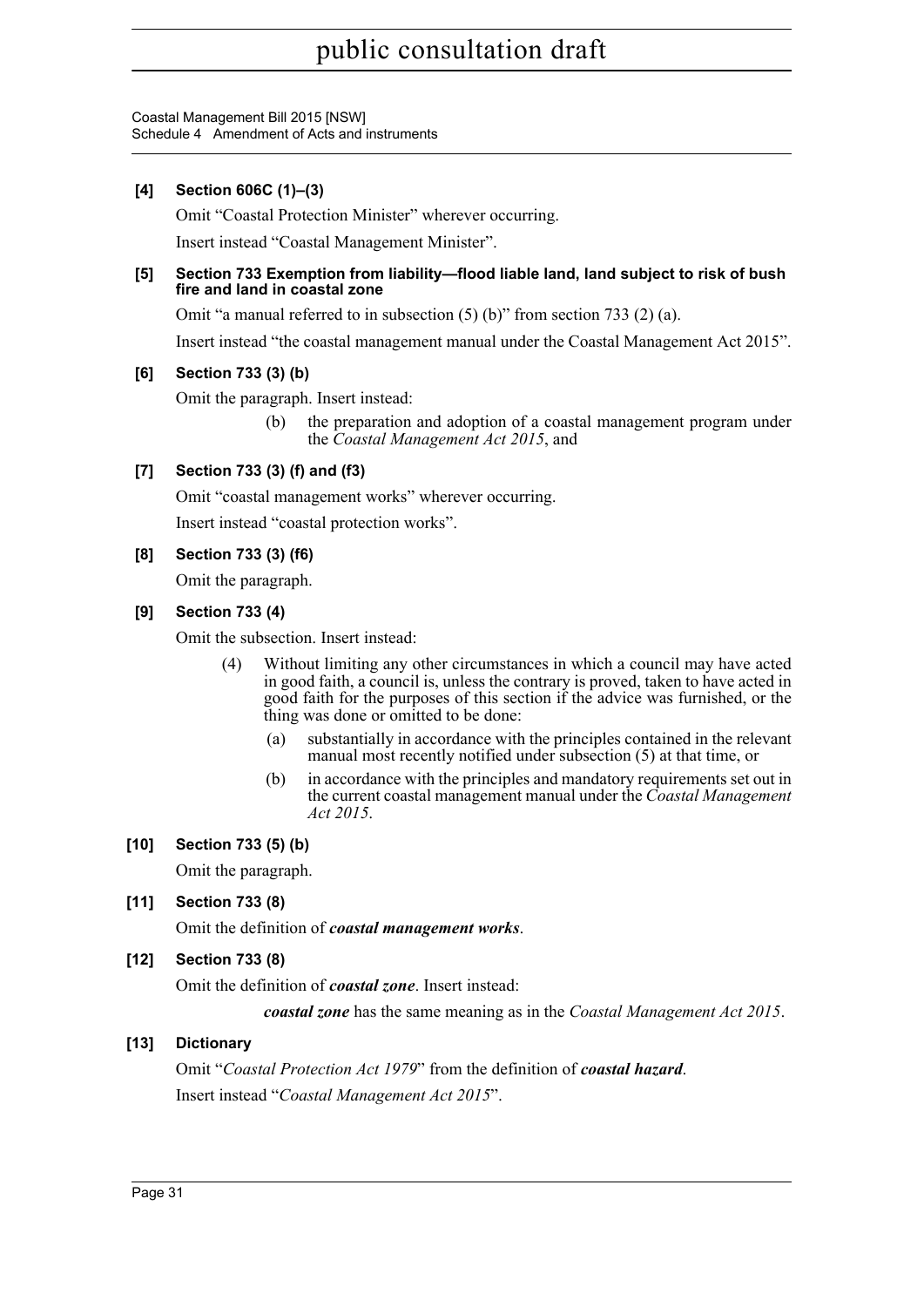**[4] Section 606C (1)–(3)**

Omit "Coastal Protection Minister" wherever occurring.

Insert instead "Coastal Management Minister".

**[5] Section 733 Exemption from liability—flood liable land, land subject to risk of bush fire and land in coastal zone**

Omit "a manual referred to in subsection (5) (b)" from section 733 (2) (a).

Insert instead "the coastal management manual under the Coastal Management Act 2015".

**[6] Section 733 (3) (b)**

Omit the paragraph. Insert instead:

> (b) the preparation and adoption of a coastal management program under the *Coastal Management Act 2015*, and

**[7] Section 733 (3) (f) and (f3)**

Omit "coastal management works" wherever occurring.

Insert instead "coastal protection works".

**[8] Section 733 (3) (f6)**

Omit the paragraph.

**[9] Section 733 (4)**

Omit the subsection. Insert instead:

> (4) Without limiting any other circumstances in which a council may have acted in good faith, a council is, unless the contrary is proved, taken to have acted in good faith for the purposes of this section if the advice was furnished, or the thing was done or omitted to be done:
>
> (a) substantially in accordance with the principles contained in the relevant manual most recently notified under subsection (5) at that time, or
>
> (b) in accordance with the principles and mandatory requirements set out in the current coastal management manual under the *Coastal Management Act 2015*.

**[10] Section 733 (5) (b)**

Omit the paragraph.

**[11] Section 733 (8)**

Omit the definition of ***coastal management works***.

**[12] Section 733 (8)**

Omit the definition of ***coastal zone***. Insert instead:

> ***coastal zone*** has the same meaning as in the *Coastal Management Act 2015*.

**[13] Dictionary**

Omit "*Coastal Protection Act 1979*" from the definition of ***coastal hazard***.

Insert instead "*Coastal Management Act 2015*".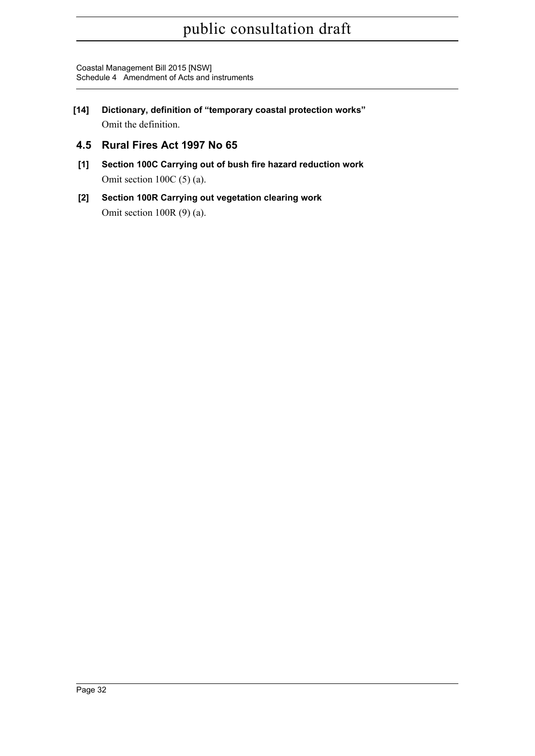**[14] Dictionary, definition of "temporary coastal protection works"**

Omit the definition.

## 4.5 Rural Fires Act 1997 No 65

**[1] Section 100C Carrying out of bush fire hazard reduction work**

Omit section 100C (5) (a).

**[2] Section 100R Carrying out vegetation clearing work**

Omit section 100R (9) (a).